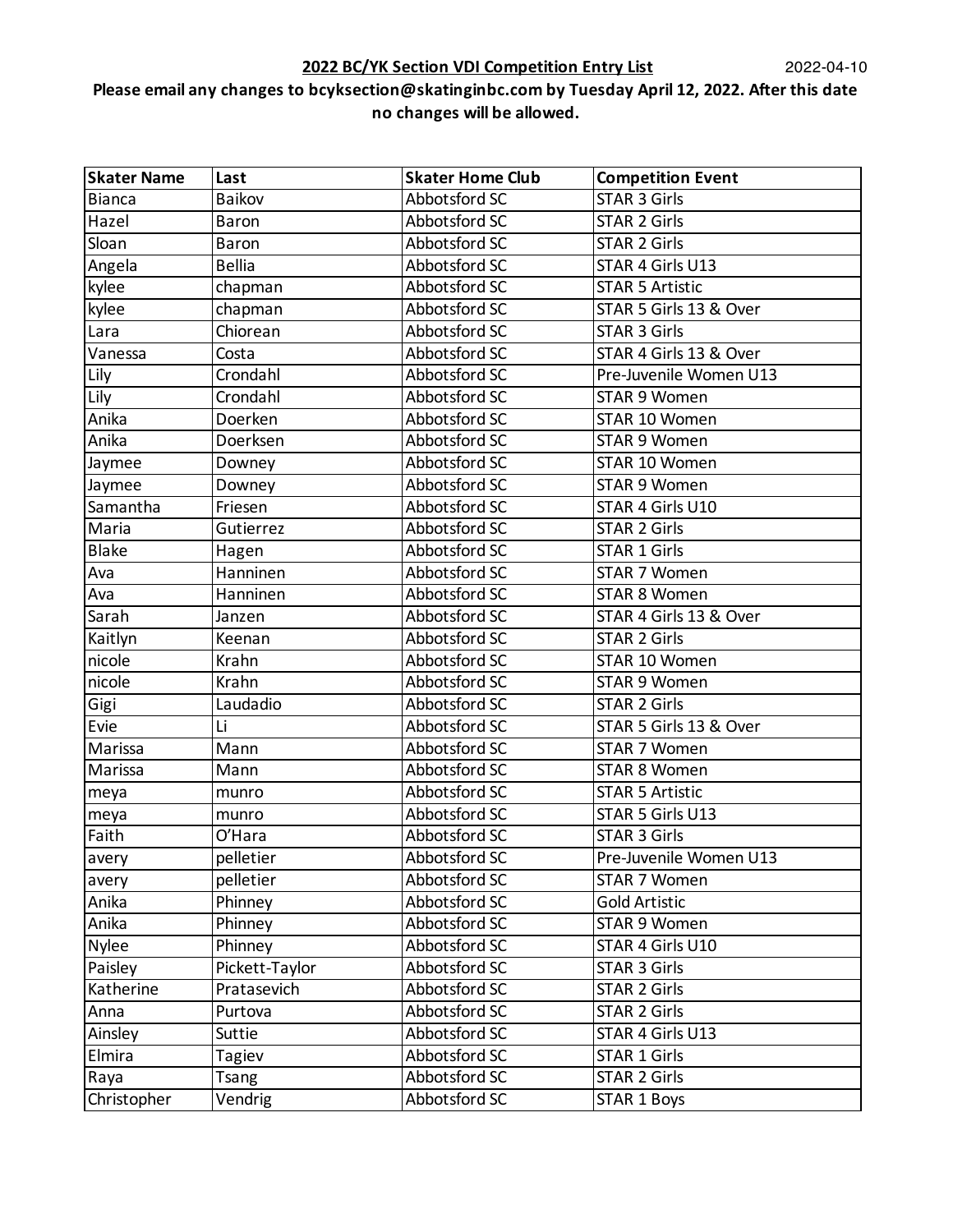**2022 BC/YK Section VDI Competition Entry List** 2022-04-10

**Please email any changes to bcyksection@skatinginbc.com by Tuesday April 12, 2022. After this date no changes will be allowed.**

| Skater Name | Last | Skater Home Club | Competition Event |
|---|---|---|---|
| Bianca | Baikov | Abbotsford SC | STAR 3 Girls |
| Hazel | Baron | Abbotsford SC | STAR 2 Girls |
| Sloan | Baron | Abbotsford SC | STAR 2 Girls |
| Angela | Bellia | Abbotsford SC | STAR 4 Girls U13 |
| kylee | chapman | Abbotsford SC | STAR 5 Artistic |
| kylee | chapman | Abbotsford SC | STAR 5 Girls 13 & Over |
| Lara | Chiorean | Abbotsford SC | STAR 3 Girls |
| Vanessa | Costa | Abbotsford SC | STAR 4 Girls 13 & Over |
| Lily | Crondahl | Abbotsford SC | Pre-Juvenile Women U13 |
| Lily | Crondahl | Abbotsford SC | STAR 9 Women |
| Anika | Doerken | Abbotsford SC | STAR 10 Women |
| Anika | Doerksen | Abbotsford SC | STAR 9 Women |
| Jaymee | Downey | Abbotsford SC | STAR 10 Women |
| Jaymee | Downey | Abbotsford SC | STAR 9 Women |
| Samantha | Friesen | Abbotsford SC | STAR 4 Girls U10 |
| Maria | Gutierrez | Abbotsford SC | STAR 2 Girls |
| Blake | Hagen | Abbotsford SC | STAR 1 Girls |
| Ava | Hanninen | Abbotsford SC | STAR 7 Women |
| Ava | Hanninen | Abbotsford SC | STAR 8 Women |
| Sarah | Janzen | Abbotsford SC | STAR 4 Girls 13 & Over |
| Kaitlyn | Keenan | Abbotsford SC | STAR 2 Girls |
| nicole | Krahn | Abbotsford SC | STAR 10 Women |
| nicole | Krahn | Abbotsford SC | STAR 9 Women |
| Gigi | Laudadio | Abbotsford SC | STAR 2 Girls |
| Evie | Li | Abbotsford SC | STAR 5 Girls 13 & Over |
| Marissa | Mann | Abbotsford SC | STAR 7 Women |
| Marissa | Mann | Abbotsford SC | STAR 8 Women |
| meya | munro | Abbotsford SC | STAR 5 Artistic |
| meya | munro | Abbotsford SC | STAR 5 Girls U13 |
| Faith | O'Hara | Abbotsford SC | STAR 3 Girls |
| avery | pelletier | Abbotsford SC | Pre-Juvenile Women U13 |
| avery | pelletier | Abbotsford SC | STAR 7 Women |
| Anika | Phinney | Abbotsford SC | Gold Artistic |
| Anika | Phinney | Abbotsford SC | STAR 9 Women |
| Nylee | Phinney | Abbotsford SC | STAR 4 Girls U10 |
| Paisley | Pickett-Taylor | Abbotsford SC | STAR 3 Girls |
| Katherine | Pratasevich | Abbotsford SC | STAR 2 Girls |
| Anna | Purtova | Abbotsford SC | STAR 2 Girls |
| Ainsley | Suttie | Abbotsford SC | STAR 4 Girls U13 |
| Elmira | Tagiev | Abbotsford SC | STAR 1 Girls |
| Raya | Tsang | Abbotsford SC | STAR 2 Girls |
| Christopher | Vendrig | Abbotsford SC | STAR 1 Boys |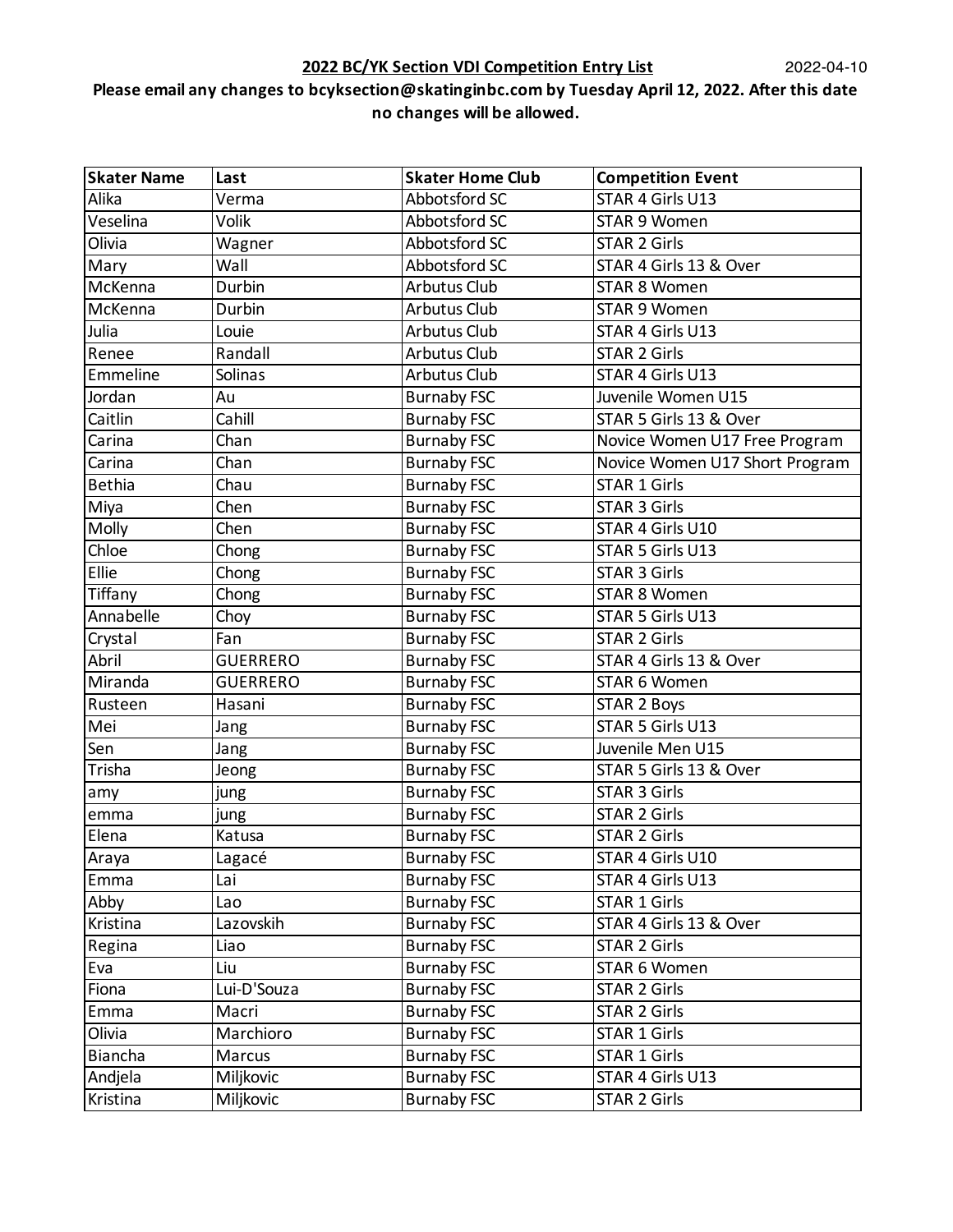**2022 BC/YK Section VDI Competition Entry List** 2022-04-10

**Please email any changes to bcyksection@skatinginbc.com by Tuesday April 12, 2022. After this date no changes will be allowed.**

| Skater Name | Last | Skater Home Club | Competition Event |
|---|---|---|---|
| Alika | Verma | Abbotsford SC | STAR 4 Girls U13 |
| Veselina | Volik | Abbotsford SC | STAR 9 Women |
| Olivia | Wagner | Abbotsford SC | STAR 2 Girls |
| Mary | Wall | Abbotsford SC | STAR 4 Girls 13 & Over |
| McKenna | Durbin | Arbutus Club | STAR 8 Women |
| McKenna | Durbin | Arbutus Club | STAR 9 Women |
| Julia | Louie | Arbutus Club | STAR 4 Girls U13 |
| Renee | Randall | Arbutus Club | STAR 2 Girls |
| Emmeline | Solinas | Arbutus Club | STAR 4 Girls U13 |
| Jordan | Au | Burnaby FSC | Juvenile Women U15 |
| Caitlin | Cahill | Burnaby FSC | STAR 5 Girls 13 & Over |
| Carina | Chan | Burnaby FSC | Novice Women U17 Free Program |
| Carina | Chan | Burnaby FSC | Novice Women U17 Short Program |
| Bethia | Chau | Burnaby FSC | STAR 1 Girls |
| Miya | Chen | Burnaby FSC | STAR 3 Girls |
| Molly | Chen | Burnaby FSC | STAR 4 Girls U10 |
| Chloe | Chong | Burnaby FSC | STAR 5 Girls U13 |
| Ellie | Chong | Burnaby FSC | STAR 3 Girls |
| Tiffany | Chong | Burnaby FSC | STAR 8 Women |
| Annabelle | Choy | Burnaby FSC | STAR 5 Girls U13 |
| Crystal | Fan | Burnaby FSC | STAR 2 Girls |
| Abril | GUERRERO | Burnaby FSC | STAR 4 Girls 13 & Over |
| Miranda | GUERRERO | Burnaby FSC | STAR 6 Women |
| Rusteen | Hasani | Burnaby FSC | STAR 2 Boys |
| Mei | Jang | Burnaby FSC | STAR 5 Girls U13 |
| Sen | Jang | Burnaby FSC | Juvenile Men U15 |
| Trisha | Jeong | Burnaby FSC | STAR 5 Girls 13 & Over |
| amy | jung | Burnaby FSC | STAR 3 Girls |
| emma | jung | Burnaby FSC | STAR 2 Girls |
| Elena | Katusa | Burnaby FSC | STAR 2 Girls |
| Araya | Lagacé | Burnaby FSC | STAR 4 Girls U10 |
| Emma | Lai | Burnaby FSC | STAR 4 Girls U13 |
| Abby | Lao | Burnaby FSC | STAR 1 Girls |
| Kristina | Lazovskih | Burnaby FSC | STAR 4 Girls 13 & Over |
| Regina | Liao | Burnaby FSC | STAR 2 Girls |
| Eva | Liu | Burnaby FSC | STAR 6 Women |
| Fiona | Lui-D'Souza | Burnaby FSC | STAR 2 Girls |
| Emma | Macri | Burnaby FSC | STAR 2 Girls |
| Olivia | Marchioro | Burnaby FSC | STAR 1 Girls |
| Biancha | Marcus | Burnaby FSC | STAR 1 Girls |
| Andjela | Miljkovic | Burnaby FSC | STAR 4 Girls U13 |
| Kristina | Miljkovic | Burnaby FSC | STAR 2 Girls |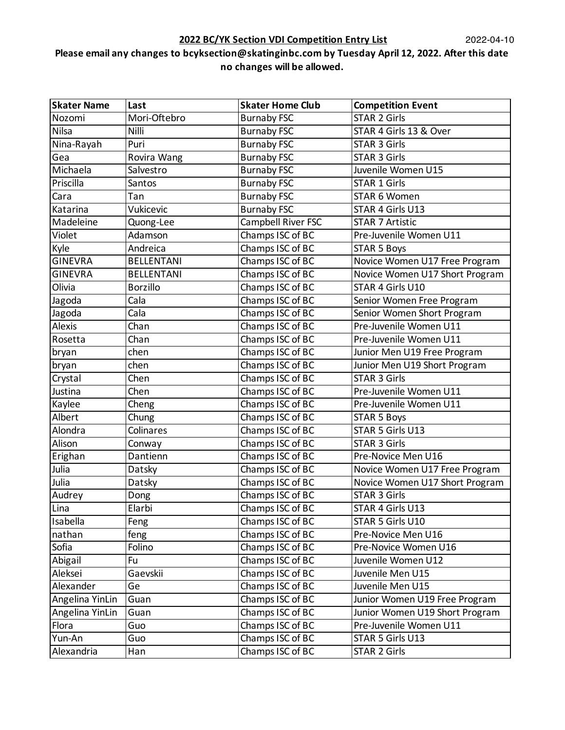**2022 BC/YK Section VDI Competition Entry List** 2022-04-10

**Please email any changes to bcyksection@skatinginbc.com by Tuesday April 12, 2022. After this date no changes will be allowed.**

| Skater Name | Last | Skater Home Club | Competition Event |
|---|---|---|---|
| Nozomi | Mori-Oftebro | Burnaby FSC | STAR 2 Girls |
| Nilsa | Nilli | Burnaby FSC | STAR 4 Girls 13 & Over |
| Nina-Rayah | Puri | Burnaby FSC | STAR 3 Girls |
| Gea | Rovira Wang | Burnaby FSC | STAR 3 Girls |
| Michaela | Salvestro | Burnaby FSC | Juvenile Women U15 |
| Priscilla | Santos | Burnaby FSC | STAR 1 Girls |
| Cara | Tan | Burnaby FSC | STAR 6 Women |
| Katarina | Vukicevic | Burnaby FSC | STAR 4 Girls U13 |
| Madeleine | Quong-Lee | Campbell River FSC | STAR 7 Artistic |
| Violet | Adamson | Champs ISC of BC | Pre-Juvenile Women U11 |
| Kyle | Andreica | Champs ISC of BC | STAR 5 Boys |
| GINEVRA | BELLENTANI | Champs ISC of BC | Novice Women U17 Free Program |
| GINEVRA | BELLENTANI | Champs ISC of BC | Novice Women U17 Short Program |
| Olivia | Borzillo | Champs ISC of BC | STAR 4 Girls U10 |
| Jagoda | Cala | Champs ISC of BC | Senior Women Free Program |
| Jagoda | Cala | Champs ISC of BC | Senior Women Short Program |
| Alexis | Chan | Champs ISC of BC | Pre-Juvenile Women U11 |
| Rosetta | Chan | Champs ISC of BC | Pre-Juvenile Women U11 |
| bryan | chen | Champs ISC of BC | Junior Men U19 Free Program |
| bryan | chen | Champs ISC of BC | Junior Men U19 Short Program |
| Crystal | Chen | Champs ISC of BC | STAR 3 Girls |
| Justina | Chen | Champs ISC of BC | Pre-Juvenile Women U11 |
| Kaylee | Cheng | Champs ISC of BC | Pre-Juvenile Women U11 |
| Albert | Chung | Champs ISC of BC | STAR 5 Boys |
| Alondra | Colinares | Champs ISC of BC | STAR 5 Girls U13 |
| Alison | Conway | Champs ISC of BC | STAR 3 Girls |
| Erighan | Dantienn | Champs ISC of BC | Pre-Novice Men U16 |
| Julia | Datsky | Champs ISC of BC | Novice Women U17 Free Program |
| Julia | Datsky | Champs ISC of BC | Novice Women U17 Short Program |
| Audrey | Dong | Champs ISC of BC | STAR 3 Girls |
| Lina | Elarbi | Champs ISC of BC | STAR 4 Girls U13 |
| Isabella | Feng | Champs ISC of BC | STAR 5 Girls U10 |
| nathan | feng | Champs ISC of BC | Pre-Novice Men U16 |
| Sofia | Folino | Champs ISC of BC | Pre-Novice Women U16 |
| Abigail | Fu | Champs ISC of BC | Juvenile Women U12 |
| Aleksei | Gaevskii | Champs ISC of BC | Juvenile Men U15 |
| Alexander | Ge | Champs ISC of BC | Juvenile Men U15 |
| Angelina YinLin | Guan | Champs ISC of BC | Junior Women U19 Free Program |
| Angelina YinLin | Guan | Champs ISC of BC | Junior Women U19 Short Program |
| Flora | Guo | Champs ISC of BC | Pre-Juvenile Women U11 |
| Yun-An | Guo | Champs ISC of BC | STAR 5 Girls U13 |
| Alexandria | Han | Champs ISC of BC | STAR 2 Girls |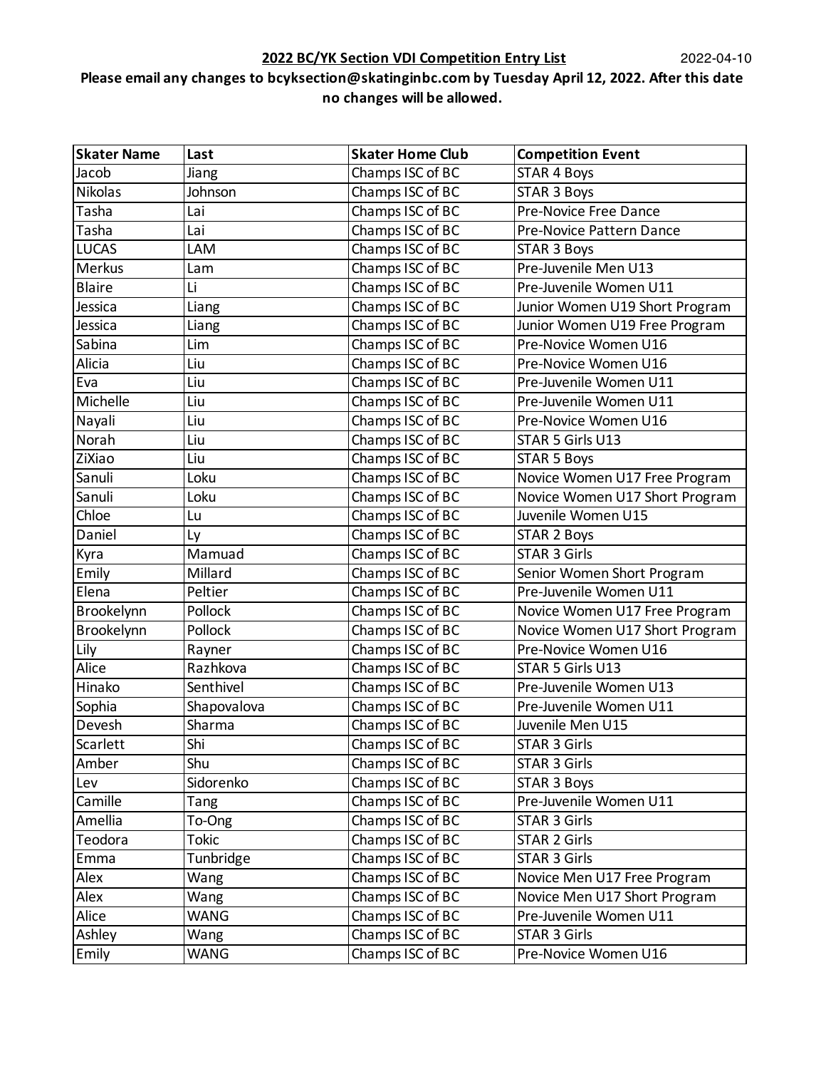**2022 BC/YK Section VDI Competition Entry List** 2022-04-10

**Please email any changes to bcyksection@skatinginbc.com by Tuesday April 12, 2022. After this date no changes will be allowed.**

| Skater Name | Last | Skater Home Club | Competition Event |
| --- | --- | --- | --- |
| Jacob | Jiang | Champs ISC of BC | STAR 4 Boys |
| Nikolas | Johnson | Champs ISC of BC | STAR 3 Boys |
| Tasha | Lai | Champs ISC of BC | Pre-Novice Free Dance |
| Tasha | Lai | Champs ISC of BC | Pre-Novice Pattern Dance |
| LUCAS | LAM | Champs ISC of BC | STAR 3 Boys |
| Merkus | Lam | Champs ISC of BC | Pre-Juvenile Men U13 |
| Blaire | Li | Champs ISC of BC | Pre-Juvenile Women U11 |
| Jessica | Liang | Champs ISC of BC | Junior Women U19 Short Program |
| Jessica | Liang | Champs ISC of BC | Junior Women U19 Free Program |
| Sabina | Lim | Champs ISC of BC | Pre-Novice Women U16 |
| Alicia | Liu | Champs ISC of BC | Pre-Novice Women U16 |
| Eva | Liu | Champs ISC of BC | Pre-Juvenile Women U11 |
| Michelle | Liu | Champs ISC of BC | Pre-Juvenile Women U11 |
| Nayali | Liu | Champs ISC of BC | Pre-Novice Women U16 |
| Norah | Liu | Champs ISC of BC | STAR 5 Girls U13 |
| ZiXiao | Liu | Champs ISC of BC | STAR 5 Boys |
| Sanuli | Loku | Champs ISC of BC | Novice Women U17 Free Program |
| Sanuli | Loku | Champs ISC of BC | Novice Women U17 Short Program |
| Chloe | Lu | Champs ISC of BC | Juvenile Women U15 |
| Daniel | Ly | Champs ISC of BC | STAR 2 Boys |
| Kyra | Mamuad | Champs ISC of BC | STAR 3 Girls |
| Emily | Millard | Champs ISC of BC | Senior Women Short Program |
| Elena | Peltier | Champs ISC of BC | Pre-Juvenile Women U11 |
| Brookelynn | Pollock | Champs ISC of BC | Novice Women U17 Free Program |
| Brookelynn | Pollock | Champs ISC of BC | Novice Women U17 Short Program |
| Lily | Rayner | Champs ISC of BC | Pre-Novice Women U16 |
| Alice | Razhkova | Champs ISC of BC | STAR 5 Girls U13 |
| Hinako | Senthivel | Champs ISC of BC | Pre-Juvenile Women U13 |
| Sophia | Shapovalova | Champs ISC of BC | Pre-Juvenile Women U11 |
| Devesh | Sharma | Champs ISC of BC | Juvenile Men U15 |
| Scarlett | Shi | Champs ISC of BC | STAR 3 Girls |
| Amber | Shu | Champs ISC of BC | STAR 3 Girls |
| Lev | Sidorenko | Champs ISC of BC | STAR 3 Boys |
| Camille | Tang | Champs ISC of BC | Pre-Juvenile Women U11 |
| Amellia | To-Ong | Champs ISC of BC | STAR 3 Girls |
| Teodora | Tokic | Champs ISC of BC | STAR 2 Girls |
| Emma | Tunbridge | Champs ISC of BC | STAR 3 Girls |
| Alex | Wang | Champs ISC of BC | Novice Men U17 Free Program |
| Alex | Wang | Champs ISC of BC | Novice Men U17 Short Program |
| Alice | WANG | Champs ISC of BC | Pre-Juvenile Women U11 |
| Ashley | Wang | Champs ISC of BC | STAR 3 Girls |
| Emily | WANG | Champs ISC of BC | Pre-Novice Women U16 |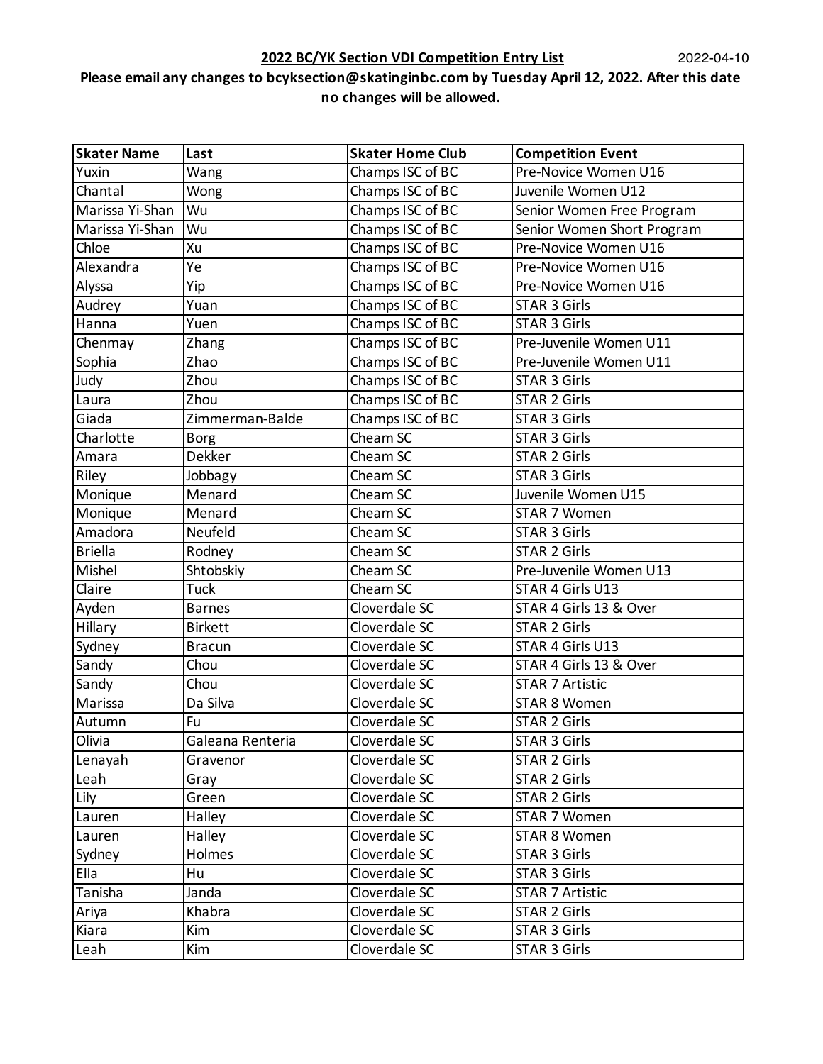**2022 BC/YK Section VDI Competition Entry List** 2022-04-10

**Please email any changes to bcyksection@skatinginbc.com by Tuesday April 12, 2022. After this date no changes will be allowed.**

| Skater Name | Last | Skater Home Club | Competition Event |
|---|---|---|---|
| Yuxin | Wang | Champs ISC of BC | Pre-Novice Women U16 |
| Chantal | Wong | Champs ISC of BC | Juvenile Women U12 |
| Marissa Yi-Shan | Wu | Champs ISC of BC | Senior Women Free Program |
| Marissa Yi-Shan | Wu | Champs ISC of BC | Senior Women Short Program |
| Chloe | Xu | Champs ISC of BC | Pre-Novice Women U16 |
| Alexandra | Ye | Champs ISC of BC | Pre-Novice Women U16 |
| Alyssa | Yip | Champs ISC of BC | Pre-Novice Women U16 |
| Audrey | Yuan | Champs ISC of BC | STAR 3 Girls |
| Hanna | Yuen | Champs ISC of BC | STAR 3 Girls |
| Chenmay | Zhang | Champs ISC of BC | Pre-Juvenile Women U11 |
| Sophia | Zhao | Champs ISC of BC | Pre-Juvenile Women U11 |
| Judy | Zhou | Champs ISC of BC | STAR 3 Girls |
| Laura | Zhou | Champs ISC of BC | STAR 2 Girls |
| Giada | Zimmerman-Balde | Champs ISC of BC | STAR 3 Girls |
| Charlotte | Borg | Cheam SC | STAR 3 Girls |
| Amara | Dekker | Cheam SC | STAR 2 Girls |
| Riley | Jobbagy | Cheam SC | STAR 3 Girls |
| Monique | Menard | Cheam SC | Juvenile Women U15 |
| Monique | Menard | Cheam SC | STAR 7 Women |
| Amadora | Neufeld | Cheam SC | STAR 3 Girls |
| Briella | Rodney | Cheam SC | STAR 2 Girls |
| Mishel | Shtobskiy | Cheam SC | Pre-Juvenile Women U13 |
| Claire | Tuck | Cheam SC | STAR 4 Girls U13 |
| Ayden | Barnes | Cloverdale SC | STAR 4 Girls 13 & Over |
| Hillary | Birkett | Cloverdale SC | STAR 2 Girls |
| Sydney | Bracun | Cloverdale SC | STAR 4 Girls U13 |
| Sandy | Chou | Cloverdale SC | STAR 4 Girls 13 & Over |
| Sandy | Chou | Cloverdale SC | STAR 7 Artistic |
| Marissa | Da Silva | Cloverdale SC | STAR 8 Women |
| Autumn | Fu | Cloverdale SC | STAR 2 Girls |
| Olivia | Galeana Renteria | Cloverdale SC | STAR 3 Girls |
| Lenayah | Gravenor | Cloverdale SC | STAR 2 Girls |
| Leah | Gray | Cloverdale SC | STAR 2 Girls |
| Lily | Green | Cloverdale SC | STAR 2 Girls |
| Lauren | Halley | Cloverdale SC | STAR 7 Women |
| Lauren | Halley | Cloverdale SC | STAR 8 Women |
| Sydney | Holmes | Cloverdale SC | STAR 3 Girls |
| Ella | Hu | Cloverdale SC | STAR 3 Girls |
| Tanisha | Janda | Cloverdale SC | STAR 7 Artistic |
| Ariya | Khabra | Cloverdale SC | STAR 2 Girls |
| Kiara | Kim | Cloverdale SC | STAR 3 Girls |
| Leah | Kim | Cloverdale SC | STAR 3 Girls |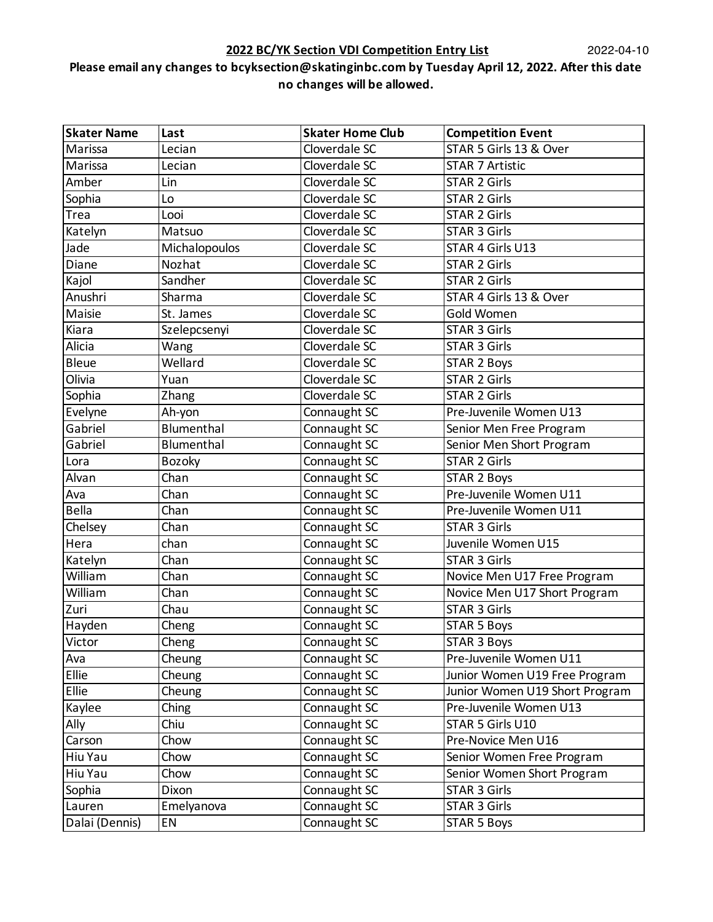**2022 BC/YK Section VDI Competition Entry List** 2022-04-10

**Please email any changes to bcyksection@skatinginbc.com by Tuesday April 12, 2022. After this date no changes will be allowed.**

| Skater Name | Last | Skater Home Club | Competition Event |
|---|---|---|---|
| Marissa | Lecian | Cloverdale SC | STAR 5 Girls 13 & Over |
| Marissa | Lecian | Cloverdale SC | STAR 7 Artistic |
| Amber | Lin | Cloverdale SC | STAR 2 Girls |
| Sophia | Lo | Cloverdale SC | STAR 2 Girls |
| Trea | Looi | Cloverdale SC | STAR 2 Girls |
| Katelyn | Matsuo | Cloverdale SC | STAR 3 Girls |
| Jade | Michalopoulos | Cloverdale SC | STAR 4 Girls U13 |
| Diane | Nozhat | Cloverdale SC | STAR 2 Girls |
| Kajol | Sandher | Cloverdale SC | STAR 2 Girls |
| Anushri | Sharma | Cloverdale SC | STAR 4 Girls 13 & Over |
| Maisie | St. James | Cloverdale SC | Gold Women |
| Kiara | Szelepcsenyi | Cloverdale SC | STAR 3 Girls |
| Alicia | Wang | Cloverdale SC | STAR 3 Girls |
| Bleue | Wellard | Cloverdale SC | STAR 2 Boys |
| Olivia | Yuan | Cloverdale SC | STAR 2 Girls |
| Sophia | Zhang | Cloverdale SC | STAR 2 Girls |
| Evelyne | Ah-yon | Connaught SC | Pre-Juvenile Women U13 |
| Gabriel | Blumenthal | Connaught SC | Senior Men Free Program |
| Gabriel | Blumenthal | Connaught SC | Senior Men Short Program |
| Lora | Bozoky | Connaught SC | STAR 2 Girls |
| Alvan | Chan | Connaught SC | STAR 2 Boys |
| Ava | Chan | Connaught SC | Pre-Juvenile Women U11 |
| Bella | Chan | Connaught SC | Pre-Juvenile Women U11 |
| Chelsey | Chan | Connaught SC | STAR 3 Girls |
| Hera | chan | Connaught SC | Juvenile Women U15 |
| Katelyn | Chan | Connaught SC | STAR 3 Girls |
| William | Chan | Connaught SC | Novice Men U17 Free Program |
| William | Chan | Connaught SC | Novice Men U17 Short Program |
| Zuri | Chau | Connaught SC | STAR 3 Girls |
| Hayden | Cheng | Connaught SC | STAR 5 Boys |
| Victor | Cheng | Connaught SC | STAR 3 Boys |
| Ava | Cheung | Connaught SC | Pre-Juvenile Women U11 |
| Ellie | Cheung | Connaught SC | Junior Women U19 Free Program |
| Ellie | Cheung | Connaught SC | Junior Women U19 Short Program |
| Kaylee | Ching | Connaught SC | Pre-Juvenile Women U13 |
| Ally | Chiu | Connaught SC | STAR 5 Girls U10 |
| Carson | Chow | Connaught SC | Pre-Novice Men U16 |
| Hiu Yau | Chow | Connaught SC | Senior Women Free Program |
| Hiu Yau | Chow | Connaught SC | Senior Women Short Program |
| Sophia | Dixon | Connaught SC | STAR 3 Girls |
| Lauren | Emelyanova | Connaught SC | STAR 3 Girls |
| Dalai (Dennis) | EN | Connaught SC | STAR 5 Boys |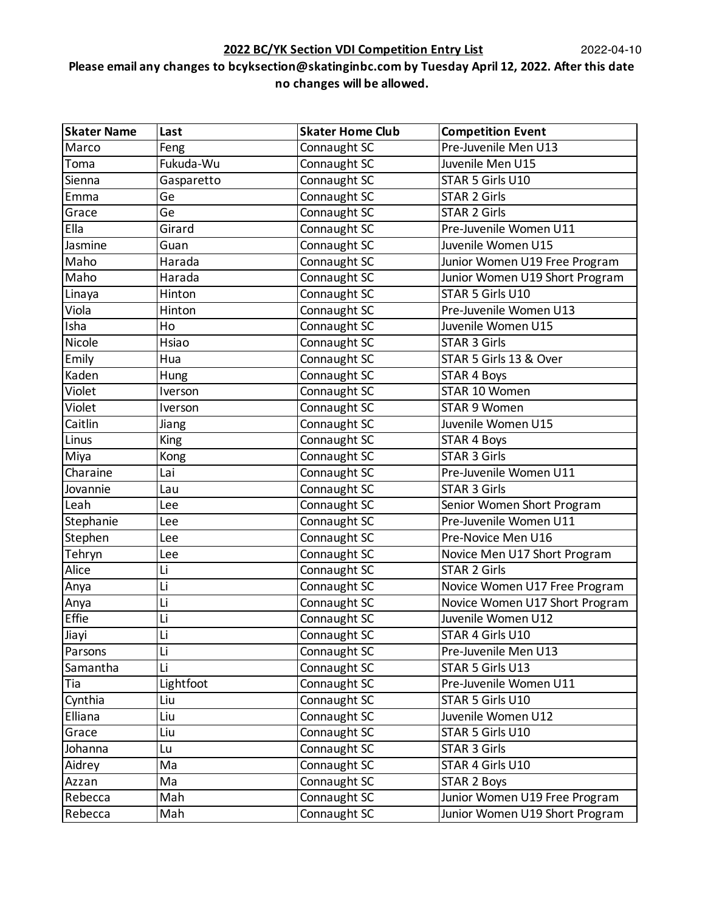**2022 BC/YK Section VDI Competition Entry List** 2022-04-10

**Please email any changes to bcyksection@skatinginbc.com by Tuesday April 12, 2022. After this date no changes will be allowed.**

| Skater Name | Last | Skater Home Club | Competition Event |
|---|---|---|---|
| Marco | Feng | Connaught SC | Pre-Juvenile Men U13 |
| Toma | Fukuda-Wu | Connaught SC | Juvenile Men U15 |
| Sienna | Gasparetto | Connaught SC | STAR 5 Girls U10 |
| Emma | Ge | Connaught SC | STAR 2 Girls |
| Grace | Ge | Connaught SC | STAR 2 Girls |
| Ella | Girard | Connaught SC | Pre-Juvenile Women U11 |
| Jasmine | Guan | Connaught SC | Juvenile Women U15 |
| Maho | Harada | Connaught SC | Junior Women U19 Free Program |
| Maho | Harada | Connaught SC | Junior Women U19 Short Program |
| Linaya | Hinton | Connaught SC | STAR 5 Girls U10 |
| Viola | Hinton | Connaught SC | Pre-Juvenile Women U13 |
| Isha | Ho | Connaught SC | Juvenile Women U15 |
| Nicole | Hsiao | Connaught SC | STAR 3 Girls |
| Emily | Hua | Connaught SC | STAR 5 Girls 13 & Over |
| Kaden | Hung | Connaught SC | STAR 4 Boys |
| Violet | Iverson | Connaught SC | STAR 10 Women |
| Violet | Iverson | Connaught SC | STAR 9 Women |
| Caitlin | Jiang | Connaught SC | Juvenile Women U15 |
| Linus | King | Connaught SC | STAR 4 Boys |
| Miya | Kong | Connaught SC | STAR 3 Girls |
| Charaine | Lai | Connaught SC | Pre-Juvenile Women U11 |
| Jovannie | Lau | Connaught SC | STAR 3 Girls |
| Leah | Lee | Connaught SC | Senior Women Short Program |
| Stephanie | Lee | Connaught SC | Pre-Juvenile Women U11 |
| Stephen | Lee | Connaught SC | Pre-Novice Men U16 |
| Tehryn | Lee | Connaught SC | Novice Men U17 Short Program |
| Alice | Li | Connaught SC | STAR 2 Girls |
| Anya | Li | Connaught SC | Novice Women U17 Free Program |
| Anya | Li | Connaught SC | Novice Women U17 Short Program |
| Effie | Li | Connaught SC | Juvenile Women U12 |
| Jiayi | Li | Connaught SC | STAR 4 Girls U10 |
| Parsons | Li | Connaught SC | Pre-Juvenile Men U13 |
| Samantha | Li | Connaught SC | STAR 5 Girls U13 |
| Tia | Lightfoot | Connaught SC | Pre-Juvenile Women U11 |
| Cynthia | Liu | Connaught SC | STAR 5 Girls U10 |
| Elliana | Liu | Connaught SC | Juvenile Women U12 |
| Grace | Liu | Connaught SC | STAR 5 Girls U10 |
| Johanna | Lu | Connaught SC | STAR 3 Girls |
| Aidrey | Ma | Connaught SC | STAR 4 Girls U10 |
| Azzan | Ma | Connaught SC | STAR 2 Boys |
| Rebecca | Mah | Connaught SC | Junior Women U19 Free Program |
| Rebecca | Mah | Connaught SC | Junior Women U19 Short Program |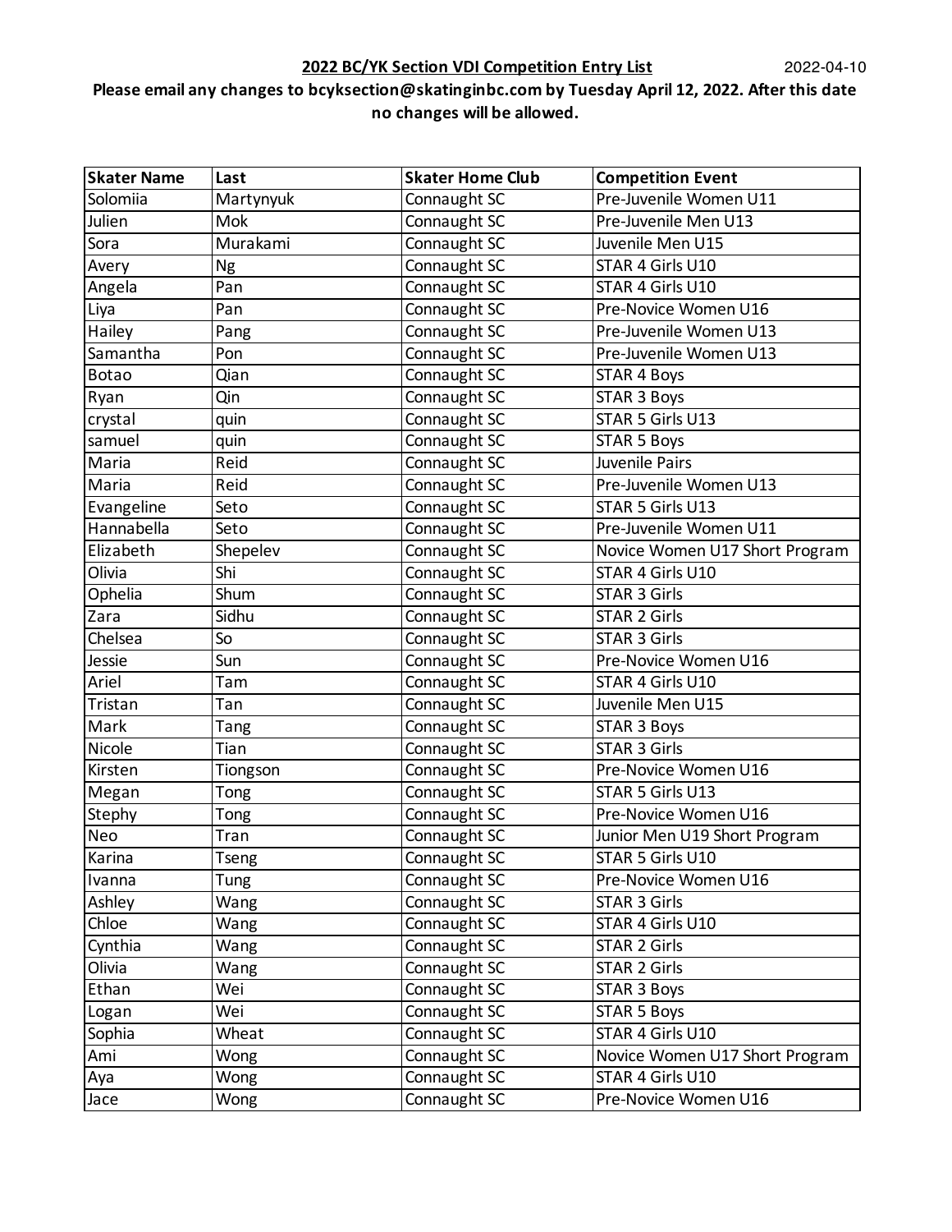**2022 BC/YK Section VDI Competition Entry List** 2022-04-10

**Please email any changes to bcyksection@skatinginbc.com by Tuesday April 12, 2022. After this date no changes will be allowed.**

| Skater Name | Last | Skater Home Club | Competition Event |
|---|---|---|---|
| Solomiia | Martynyuk | Connaught SC | Pre-Juvenile Women U11 |
| Julien | Mok | Connaught SC | Pre-Juvenile Men U13 |
| Sora | Murakami | Connaught SC | Juvenile Men U15 |
| Avery | Ng | Connaught SC | STAR 4 Girls U10 |
| Angela | Pan | Connaught SC | STAR 4 Girls U10 |
| Liya | Pan | Connaught SC | Pre-Novice Women U16 |
| Hailey | Pang | Connaught SC | Pre-Juvenile Women U13 |
| Samantha | Pon | Connaught SC | Pre-Juvenile Women U13 |
| Botao | Qian | Connaught SC | STAR 4 Boys |
| Ryan | Qin | Connaught SC | STAR 3 Boys |
| crystal | quin | Connaught SC | STAR 5 Girls U13 |
| samuel | quin | Connaught SC | STAR 5 Boys |
| Maria | Reid | Connaught SC | Juvenile Pairs |
| Maria | Reid | Connaught SC | Pre-Juvenile Women U13 |
| Evangeline | Seto | Connaught SC | STAR 5 Girls U13 |
| Hannabella | Seto | Connaught SC | Pre-Juvenile Women U11 |
| Elizabeth | Shepelev | Connaught SC | Novice Women U17 Short Program |
| Olivia | Shi | Connaught SC | STAR 4 Girls U10 |
| Ophelia | Shum | Connaught SC | STAR 3 Girls |
| Zara | Sidhu | Connaught SC | STAR 2 Girls |
| Chelsea | So | Connaught SC | STAR 3 Girls |
| Jessie | Sun | Connaught SC | Pre-Novice Women U16 |
| Ariel | Tam | Connaught SC | STAR 4 Girls U10 |
| Tristan | Tan | Connaught SC | Juvenile Men U15 |
| Mark | Tang | Connaught SC | STAR 3 Boys |
| Nicole | Tian | Connaught SC | STAR 3 Girls |
| Kirsten | Tiongson | Connaught SC | Pre-Novice Women U16 |
| Megan | Tong | Connaught SC | STAR 5 Girls U13 |
| Stephy | Tong | Connaught SC | Pre-Novice Women U16 |
| Neo | Tran | Connaught SC | Junior Men U19 Short Program |
| Karina | Tseng | Connaught SC | STAR 5 Girls U10 |
| Ivanna | Tung | Connaught SC | Pre-Novice Women U16 |
| Ashley | Wang | Connaught SC | STAR 3 Girls |
| Chloe | Wang | Connaught SC | STAR 4 Girls U10 |
| Cynthia | Wang | Connaught SC | STAR 2 Girls |
| Olivia | Wang | Connaught SC | STAR 2 Girls |
| Ethan | Wei | Connaught SC | STAR 3 Boys |
| Logan | Wei | Connaught SC | STAR 5 Boys |
| Sophia | Wheat | Connaught SC | STAR 4 Girls U10 |
| Ami | Wong | Connaught SC | Novice Women U17 Short Program |
| Aya | Wong | Connaught SC | STAR 4 Girls U10 |
| Jace | Wong | Connaught SC | Pre-Novice Women U16 |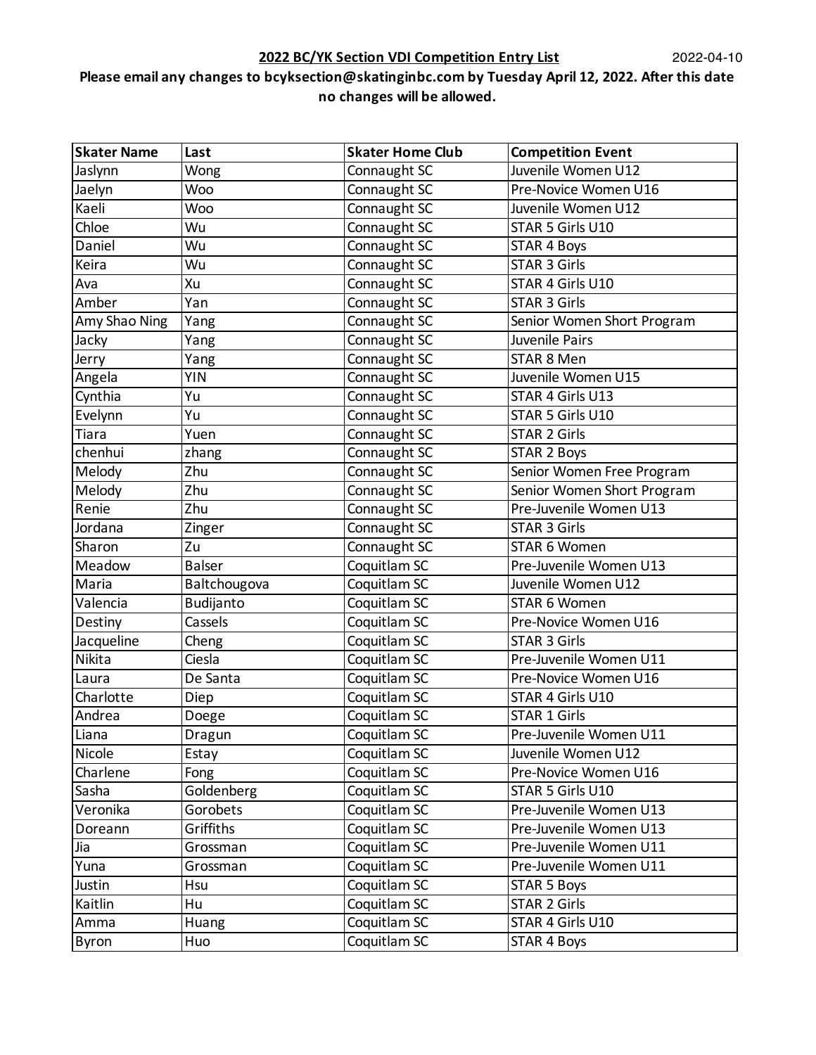**2022 BC/YK Section VDI Competition Entry List** 2022-04-10

**Please email any changes to bcyksection@skatinginbc.com by Tuesday April 12, 2022. After this date no changes will be allowed.**

| Skater Name | Last | Skater Home Club | Competition Event |
|---|---|---|---|
| Jaslynn | Wong | Connaught SC | Juvenile Women U12 |
| Jaelyn | Woo | Connaught SC | Pre-Novice Women U16 |
| Kaeli | Woo | Connaught SC | Juvenile Women U12 |
| Chloe | Wu | Connaught SC | STAR 5 Girls U10 |
| Daniel | Wu | Connaught SC | STAR 4 Boys |
| Keira | Wu | Connaught SC | STAR 3 Girls |
| Ava | Xu | Connaught SC | STAR 4 Girls U10 |
| Amber | Yan | Connaught SC | STAR 3 Girls |
| Amy Shao Ning | Yang | Connaught SC | Senior Women Short Program |
| Jacky | Yang | Connaught SC | Juvenile Pairs |
| Jerry | Yang | Connaught SC | STAR 8 Men |
| Angela | YIN | Connaught SC | Juvenile Women U15 |
| Cynthia | Yu | Connaught SC | STAR 4 Girls U13 |
| Evelynn | Yu | Connaught SC | STAR 5 Girls U10 |
| Tiara | Yuen | Connaught SC | STAR 2 Girls |
| chenhui | zhang | Connaught SC | STAR 2 Boys |
| Melody | Zhu | Connaught SC | Senior Women Free Program |
| Melody | Zhu | Connaught SC | Senior Women Short Program |
| Renie | Zhu | Connaught SC | Pre-Juvenile Women U13 |
| Jordana | Zinger | Connaught SC | STAR 3 Girls |
| Sharon | Zu | Connaught SC | STAR 6 Women |
| Meadow | Balser | Coquitlam SC | Pre-Juvenile Women U13 |
| Maria | Baltchougova | Coquitlam SC | Juvenile Women U12 |
| Valencia | Budijanto | Coquitlam SC | STAR 6 Women |
| Destiny | Cassels | Coquitlam SC | Pre-Novice Women U16 |
| Jacqueline | Cheng | Coquitlam SC | STAR 3 Girls |
| Nikita | Ciesla | Coquitlam SC | Pre-Juvenile Women U11 |
| Laura | De Santa | Coquitlam SC | Pre-Novice Women U16 |
| Charlotte | Diep | Coquitlam SC | STAR 4 Girls U10 |
| Andrea | Doege | Coquitlam SC | STAR 1 Girls |
| Liana | Dragun | Coquitlam SC | Pre-Juvenile Women U11 |
| Nicole | Estay | Coquitlam SC | Juvenile Women U12 |
| Charlene | Fong | Coquitlam SC | Pre-Novice Women U16 |
| Sasha | Goldenberg | Coquitlam SC | STAR 5 Girls U10 |
| Veronika | Gorobets | Coquitlam SC | Pre-Juvenile Women U13 |
| Doreann | Griffiths | Coquitlam SC | Pre-Juvenile Women U13 |
| Jia | Grossman | Coquitlam SC | Pre-Juvenile Women U11 |
| Yuna | Grossman | Coquitlam SC | Pre-Juvenile Women U11 |
| Justin | Hsu | Coquitlam SC | STAR 5 Boys |
| Kaitlin | Hu | Coquitlam SC | STAR 2 Girls |
| Amma | Huang | Coquitlam SC | STAR 4 Girls U10 |
| Byron | Huo | Coquitlam SC | STAR 4 Boys |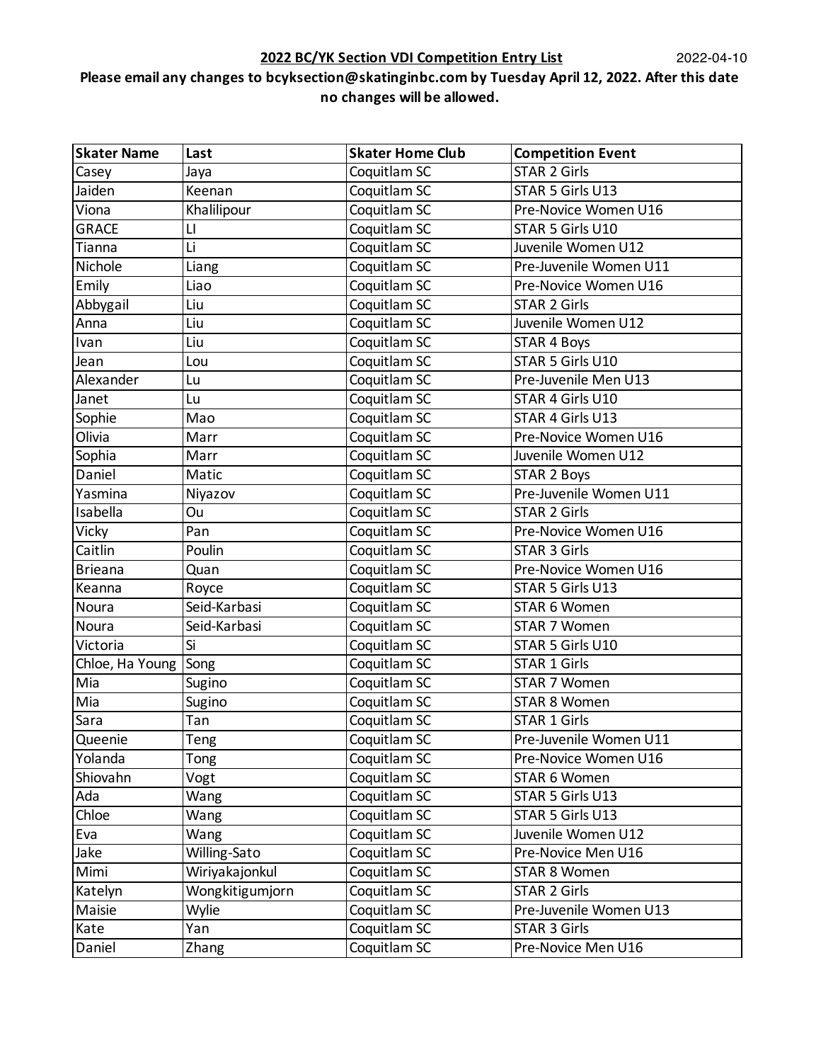**2022 BC/YK Section VDI Competition Entry List** 2022-04-10

**Please email any changes to bcyksection@skatinginbc.com by Tuesday April 12, 2022. After this date no changes will be allowed.**

| Skater Name | Last | Skater Home Club | Competition Event |
|---|---|---|---|
| Casey | Jaya | Coquitlam SC | STAR 2 Girls |
| Jaiden | Keenan | Coquitlam SC | STAR 5 Girls U13 |
| Viona | Khalilipour | Coquitlam SC | Pre-Novice Women U16 |
| GRACE | LI | Coquitlam SC | STAR 5 Girls U10 |
| Tianna | Li | Coquitlam SC | Juvenile Women U12 |
| Nichole | Liang | Coquitlam SC | Pre-Juvenile Women U11 |
| Emily | Liao | Coquitlam SC | Pre-Novice Women U16 |
| Abbygail | Liu | Coquitlam SC | STAR 2 Girls |
| Anna | Liu | Coquitlam SC | Juvenile Women U12 |
| Ivan | Liu | Coquitlam SC | STAR 4 Boys |
| Jean | Lou | Coquitlam SC | STAR 5 Girls U10 |
| Alexander | Lu | Coquitlam SC | Pre-Juvenile Men U13 |
| Janet | Lu | Coquitlam SC | STAR 4 Girls U10 |
| Sophie | Mao | Coquitlam SC | STAR 4 Girls U13 |
| Olivia | Marr | Coquitlam SC | Pre-Novice Women U16 |
| Sophia | Marr | Coquitlam SC | Juvenile Women U12 |
| Daniel | Matic | Coquitlam SC | STAR 2 Boys |
| Yasmina | Niyazov | Coquitlam SC | Pre-Juvenile Women U11 |
| Isabella | Ou | Coquitlam SC | STAR 2 Girls |
| Vicky | Pan | Coquitlam SC | Pre-Novice Women U16 |
| Caitlin | Poulin | Coquitlam SC | STAR 3 Girls |
| Brieana | Quan | Coquitlam SC | Pre-Novice Women U16 |
| Keanna | Royce | Coquitlam SC | STAR 5 Girls U13 |
| Noura | Seid-Karbasi | Coquitlam SC | STAR 6 Women |
| Noura | Seid-Karbasi | Coquitlam SC | STAR 7 Women |
| Victoria | Si | Coquitlam SC | STAR 5 Girls U10 |
| Chloe, Ha Young | Song | Coquitlam SC | STAR 1 Girls |
| Mia | Sugino | Coquitlam SC | STAR 7 Women |
| Mia | Sugino | Coquitlam SC | STAR 8 Women |
| Sara | Tan | Coquitlam SC | STAR 1 Girls |
| Queenie | Teng | Coquitlam SC | Pre-Juvenile Women U11 |
| Yolanda | Tong | Coquitlam SC | Pre-Novice Women U16 |
| Shiovahn | Vogt | Coquitlam SC | STAR 6 Women |
| Ada | Wang | Coquitlam SC | STAR 5 Girls U13 |
| Chloe | Wang | Coquitlam SC | STAR 5 Girls U13 |
| Eva | Wang | Coquitlam SC | Juvenile Women U12 |
| Jake | Willing-Sato | Coquitlam SC | Pre-Novice Men U16 |
| Mimi | Wiriyakajonkul | Coquitlam SC | STAR 8 Women |
| Katelyn | Wongkitigumjorn | Coquitlam SC | STAR 2 Girls |
| Maisie | Wylie | Coquitlam SC | Pre-Juvenile Women U13 |
| Kate | Yan | Coquitlam SC | STAR 3 Girls |
| Daniel | Zhang | Coquitlam SC | Pre-Novice Men U16 |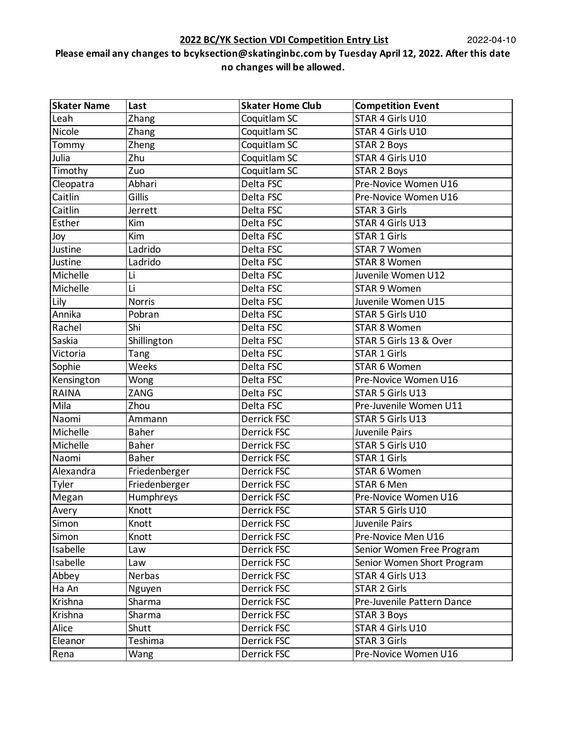**2022 BC/YK Section VDI Competition Entry List** 2022-04-10

**Please email any changes to bcyksection@skatinginbc.com by Tuesday April 12, 2022. After this date no changes will be allowed.**

| Skater Name | Last | Skater Home Club | Competition Event |
|---|---|---|---|
| Leah | Zhang | Coquitlam SC | STAR 4 Girls U10 |
| Nicole | Zhang | Coquitlam SC | STAR 4 Girls U10 |
| Tommy | Zheng | Coquitlam SC | STAR 2 Boys |
| Julia | Zhu | Coquitlam SC | STAR 4 Girls U10 |
| Timothy | Zuo | Coquitlam SC | STAR 2 Boys |
| Cleopatra | Abhari | Delta FSC | Pre-Novice Women U16 |
| Caitlin | Gillis | Delta FSC | Pre-Novice Women U16 |
| Caitlin | Jerrett | Delta FSC | STAR 3 Girls |
| Esther | Kim | Delta FSC | STAR 4 Girls U13 |
| Joy | Kim | Delta FSC | STAR 1 Girls |
| Justine | Ladrido | Delta FSC | STAR 7 Women |
| Justine | Ladrido | Delta FSC | STAR 8 Women |
| Michelle | Li | Delta FSC | Juvenile Women U12 |
| Michelle | Li | Delta FSC | STAR 9 Women |
| Lily | Norris | Delta FSC | Juvenile Women U15 |
| Annika | Pobran | Delta FSC | STAR 5 Girls U10 |
| Rachel | Shi | Delta FSC | STAR 8 Women |
| Saskia | Shillington | Delta FSC | STAR 5 Girls 13 & Over |
| Victoria | Tang | Delta FSC | STAR 1 Girls |
| Sophie | Weeks | Delta FSC | STAR 6 Women |
| Kensington | Wong | Delta FSC | Pre-Novice Women U16 |
| RAINA | ZANG | Delta FSC | STAR 5 Girls U13 |
| Mila | Zhou | Delta FSC | Pre-Juvenile Women U11 |
| Naomi | Ammann | Derrick FSC | STAR 5 Girls U13 |
| Michelle | Baher | Derrick FSC | Juvenile Pairs |
| Michelle | Baher | Derrick FSC | STAR 5 Girls U10 |
| Naomi | Baher | Derrick FSC | STAR 1 Girls |
| Alexandra | Friedenberger | Derrick FSC | STAR 6 Women |
| Tyler | Friedenberger | Derrick FSC | STAR 6 Men |
| Megan | Humphreys | Derrick FSC | Pre-Novice Women U16 |
| Avery | Knott | Derrick FSC | STAR 5 Girls U10 |
| Simon | Knott | Derrick FSC | Juvenile Pairs |
| Simon | Knott | Derrick FSC | Pre-Novice Men U16 |
| Isabelle | Law | Derrick FSC | Senior Women Free Program |
| Isabelle | Law | Derrick FSC | Senior Women Short Program |
| Abbey | Nerbas | Derrick FSC | STAR 4 Girls U13 |
| Ha An | Nguyen | Derrick FSC | STAR 2 Girls |
| Krishna | Sharma | Derrick FSC | Pre-Juvenile Pattern Dance |
| Krishna | Sharma | Derrick FSC | STAR 3 Boys |
| Alice | Shutt | Derrick FSC | STAR 4 Girls U10 |
| Eleanor | Teshima | Derrick FSC | STAR 3 Girls |
| Rena | Wang | Derrick FSC | Pre-Novice Women U16 |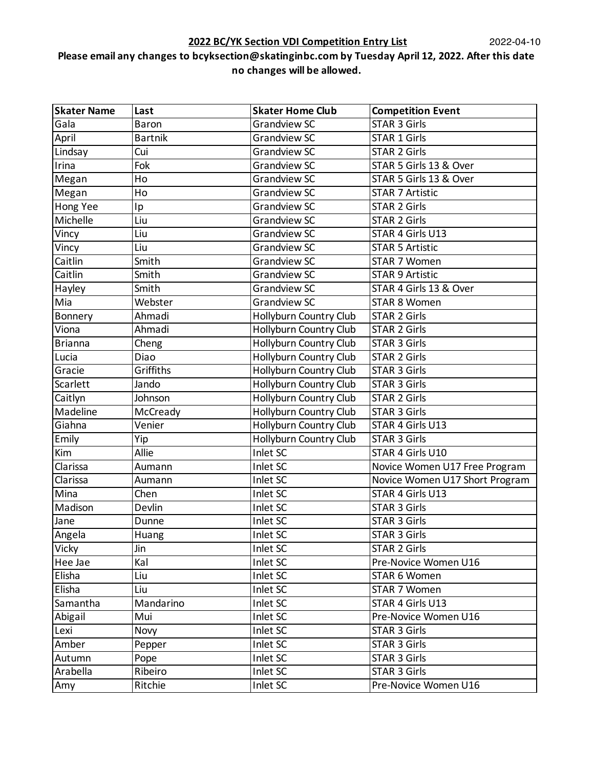**2022 BC/YK Section VDI Competition Entry List** 2022-04-10

**Please email any changes to bcyksection@skatinginbc.com by Tuesday April 12, 2022. After this date no changes will be allowed.**

| Skater Name | Last | Skater Home Club | Competition Event |
|---|---|---|---|
| Gala | Baron | Grandview SC | STAR 3 Girls |
| April | Bartnik | Grandview SC | STAR 1 Girls |
| Lindsay | Cui | Grandview SC | STAR 2 Girls |
| Irina | Fok | Grandview SC | STAR 5 Girls 13 & Over |
| Megan | Ho | Grandview SC | STAR 5 Girls 13 & Over |
| Megan | Ho | Grandview SC | STAR 7 Artistic |
| Hong Yee | Ip | Grandview SC | STAR 2 Girls |
| Michelle | Liu | Grandview SC | STAR 2 Girls |
| Vincy | Liu | Grandview SC | STAR 4 Girls U13 |
| Vincy | Liu | Grandview SC | STAR 5 Artistic |
| Caitlin | Smith | Grandview SC | STAR 7 Women |
| Caitlin | Smith | Grandview SC | STAR 9 Artistic |
| Hayley | Smith | Grandview SC | STAR 4 Girls 13 & Over |
| Mia | Webster | Grandview SC | STAR 8 Women |
| Bonnery | Ahmadi | Hollyburn Country Club | STAR 2 Girls |
| Viona | Ahmadi | Hollyburn Country Club | STAR 2 Girls |
| Brianna | Cheng | Hollyburn Country Club | STAR 3 Girls |
| Lucia | Diao | Hollyburn Country Club | STAR 2 Girls |
| Gracie | Griffiths | Hollyburn Country Club | STAR 3 Girls |
| Scarlett | Jando | Hollyburn Country Club | STAR 3 Girls |
| Caitlyn | Johnson | Hollyburn Country Club | STAR 2 Girls |
| Madeline | McCready | Hollyburn Country Club | STAR 3 Girls |
| Giahna | Venier | Hollyburn Country Club | STAR 4 Girls U13 |
| Emily | Yip | Hollyburn Country Club | STAR 3 Girls |
| Kim | Allie | Inlet SC | STAR 4 Girls U10 |
| Clarissa | Aumann | Inlet SC | Novice Women U17 Free Program |
| Clarissa | Aumann | Inlet SC | Novice Women U17 Short Program |
| Mina | Chen | Inlet SC | STAR 4 Girls U13 |
| Madison | Devlin | Inlet SC | STAR 3 Girls |
| Jane | Dunne | Inlet SC | STAR 3 Girls |
| Angela | Huang | Inlet SC | STAR 3 Girls |
| Vicky | Jin | Inlet SC | STAR 2 Girls |
| Hee Jae | Kal | Inlet SC | Pre-Novice Women U16 |
| Elisha | Liu | Inlet SC | STAR 6 Women |
| Elisha | Liu | Inlet SC | STAR 7 Women |
| Samantha | Mandarino | Inlet SC | STAR 4 Girls U13 |
| Abigail | Mui | Inlet SC | Pre-Novice Women U16 |
| Lexi | Novy | Inlet SC | STAR 3 Girls |
| Amber | Pepper | Inlet SC | STAR 3 Girls |
| Autumn | Pope | Inlet SC | STAR 3 Girls |
| Arabella | Ribeiro | Inlet SC | STAR 3 Girls |
| Amy | Ritchie | Inlet SC | Pre-Novice Women U16 |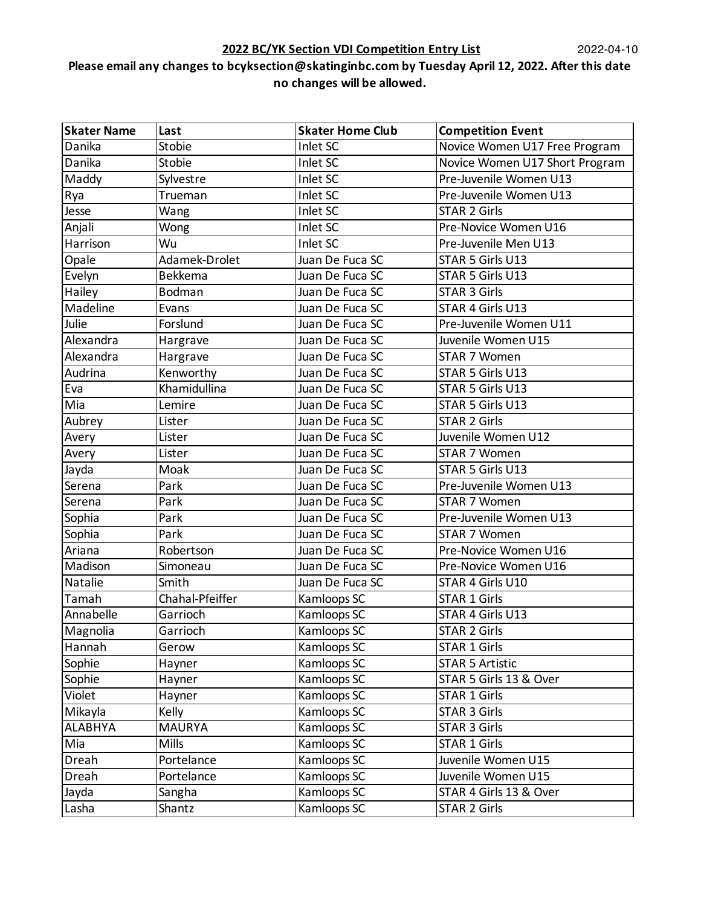**2022 BC/YK Section VDI Competition Entry List** 2022-04-10

**Please email any changes to bcyksection@skatinginbc.com by Tuesday April 12, 2022. After this date no changes will be allowed.**

| Skater Name | Last | Skater Home Club | Competition Event |
|---|---|---|---|
| Danika | Stobie | Inlet SC | Novice Women U17 Free Program |
| Danika | Stobie | Inlet SC | Novice Women U17 Short Program |
| Maddy | Sylvestre | Inlet SC | Pre-Juvenile Women U13 |
| Rya | Trueman | Inlet SC | Pre-Juvenile Women U13 |
| Jesse | Wang | Inlet SC | STAR 2 Girls |
| Anjali | Wong | Inlet SC | Pre-Novice Women U16 |
| Harrison | Wu | Inlet SC | Pre-Juvenile Men U13 |
| Opale | Adamek-Drolet | Juan De Fuca SC | STAR 5 Girls U13 |
| Evelyn | Bekkema | Juan De Fuca SC | STAR 5 Girls U13 |
| Hailey | Bodman | Juan De Fuca SC | STAR 3 Girls |
| Madeline | Evans | Juan De Fuca SC | STAR 4 Girls U13 |
| Julie | Forslund | Juan De Fuca SC | Pre-Juvenile Women U11 |
| Alexandra | Hargrave | Juan De Fuca SC | Juvenile Women U15 |
| Alexandra | Hargrave | Juan De Fuca SC | STAR 7 Women |
| Audrina | Kenworthy | Juan De Fuca SC | STAR 5 Girls U13 |
| Eva | Khamidullina | Juan De Fuca SC | STAR 5 Girls U13 |
| Mia | Lemire | Juan De Fuca SC | STAR 5 Girls U13 |
| Aubrey | Lister | Juan De Fuca SC | STAR 2 Girls |
| Avery | Lister | Juan De Fuca SC | Juvenile Women U12 |
| Avery | Lister | Juan De Fuca SC | STAR 7 Women |
| Jayda | Moak | Juan De Fuca SC | STAR 5 Girls U13 |
| Serena | Park | Juan De Fuca SC | Pre-Juvenile Women U13 |
| Serena | Park | Juan De Fuca SC | STAR 7 Women |
| Sophia | Park | Juan De Fuca SC | Pre-Juvenile Women U13 |
| Sophia | Park | Juan De Fuca SC | STAR 7 Women |
| Ariana | Robertson | Juan De Fuca SC | Pre-Novice Women U16 |
| Madison | Simoneau | Juan De Fuca SC | Pre-Novice Women U16 |
| Natalie | Smith | Juan De Fuca SC | STAR 4 Girls U10 |
| Tamah | Chahal-Pfeiffer | Kamloops SC | STAR 1 Girls |
| Annabelle | Garrioch | Kamloops SC | STAR 4 Girls U13 |
| Magnolia | Garrioch | Kamloops SC | STAR 2 Girls |
| Hannah | Gerow | Kamloops SC | STAR 1 Girls |
| Sophie | Hayner | Kamloops SC | STAR 5 Artistic |
| Sophie | Hayner | Kamloops SC | STAR 5 Girls 13 & Over |
| Violet | Hayner | Kamloops SC | STAR 1 Girls |
| Mikayla | Kelly | Kamloops SC | STAR 3 Girls |
| ALABHYA | MAURYA | Kamloops SC | STAR 3 Girls |
| Mia | Mills | Kamloops SC | STAR 1 Girls |
| Dreah | Portelance | Kamloops SC | Juvenile Women U15 |
| Dreah | Portelance | Kamloops SC | Juvenile Women U15 |
| Jayda | Sangha | Kamloops SC | STAR 4 Girls 13 & Over |
| Lasha | Shantz | Kamloops SC | STAR 2 Girls |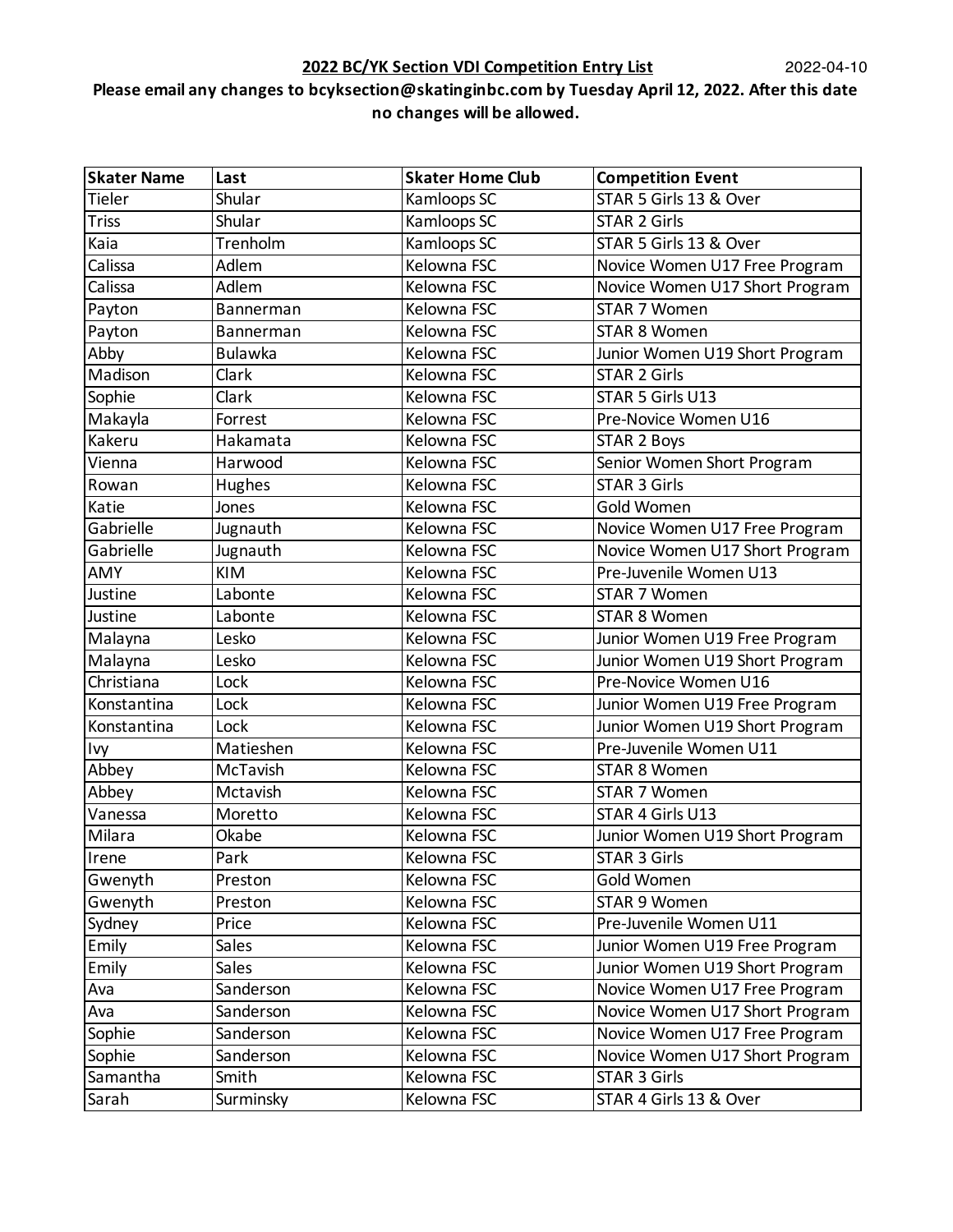**2022 BC/YK Section VDI Competition Entry List** 2022-04-10

**Please email any changes to bcyksection@skatinginbc.com by Tuesday April 12, 2022. After this date no changes will be allowed.**

| Skater Name | Last | Skater Home Club | Competition Event |
|---|---|---|---|
| Tieler | Shular | Kamloops SC | STAR 5 Girls 13 & Over |
| Triss | Shular | Kamloops SC | STAR 2 Girls |
| Kaia | Trenholm | Kamloops SC | STAR 5 Girls 13 & Over |
| Calissa | Adlem | Kelowna FSC | Novice Women U17 Free Program |
| Calissa | Adlem | Kelowna FSC | Novice Women U17 Short Program |
| Payton | Bannerman | Kelowna FSC | STAR 7 Women |
| Payton | Bannerman | Kelowna FSC | STAR 8 Women |
| Abby | Bulawka | Kelowna FSC | Junior Women U19 Short Program |
| Madison | Clark | Kelowna FSC | STAR 2 Girls |
| Sophie | Clark | Kelowna FSC | STAR 5 Girls U13 |
| Makayla | Forrest | Kelowna FSC | Pre-Novice Women U16 |
| Kakeru | Hakamata | Kelowna FSC | STAR 2 Boys |
| Vienna | Harwood | Kelowna FSC | Senior Women Short Program |
| Rowan | Hughes | Kelowna FSC | STAR 3 Girls |
| Katie | Jones | Kelowna FSC | Gold Women |
| Gabrielle | Jugnauth | Kelowna FSC | Novice Women U17 Free Program |
| Gabrielle | Jugnauth | Kelowna FSC | Novice Women U17 Short Program |
| AMY | KIM | Kelowna FSC | Pre-Juvenile Women U13 |
| Justine | Labonte | Kelowna FSC | STAR 7 Women |
| Justine | Labonte | Kelowna FSC | STAR 8 Women |
| Malayna | Lesko | Kelowna FSC | Junior Women U19 Free Program |
| Malayna | Lesko | Kelowna FSC | Junior Women U19 Short Program |
| Christiana | Lock | Kelowna FSC | Pre-Novice Women U16 |
| Konstantina | Lock | Kelowna FSC | Junior Women U19 Free Program |
| Konstantina | Lock | Kelowna FSC | Junior Women U19 Short Program |
| Ivy | Matieshen | Kelowna FSC | Pre-Juvenile Women U11 |
| Abbey | McTavish | Kelowna FSC | STAR 8 Women |
| Abbey | Mctavish | Kelowna FSC | STAR 7 Women |
| Vanessa | Moretto | Kelowna FSC | STAR 4 Girls U13 |
| Milara | Okabe | Kelowna FSC | Junior Women U19 Short Program |
| Irene | Park | Kelowna FSC | STAR 3 Girls |
| Gwenyth | Preston | Kelowna FSC | Gold Women |
| Gwenyth | Preston | Kelowna FSC | STAR 9 Women |
| Sydney | Price | Kelowna FSC | Pre-Juvenile Women U11 |
| Emily | Sales | Kelowna FSC | Junior Women U19 Free Program |
| Emily | Sales | Kelowna FSC | Junior Women U19 Short Program |
| Ava | Sanderson | Kelowna FSC | Novice Women U17 Free Program |
| Ava | Sanderson | Kelowna FSC | Novice Women U17 Short Program |
| Sophie | Sanderson | Kelowna FSC | Novice Women U17 Free Program |
| Sophie | Sanderson | Kelowna FSC | Novice Women U17 Short Program |
| Samantha | Smith | Kelowna FSC | STAR 3 Girls |
| Sarah | Surminsky | Kelowna FSC | STAR 4 Girls 13 & Over |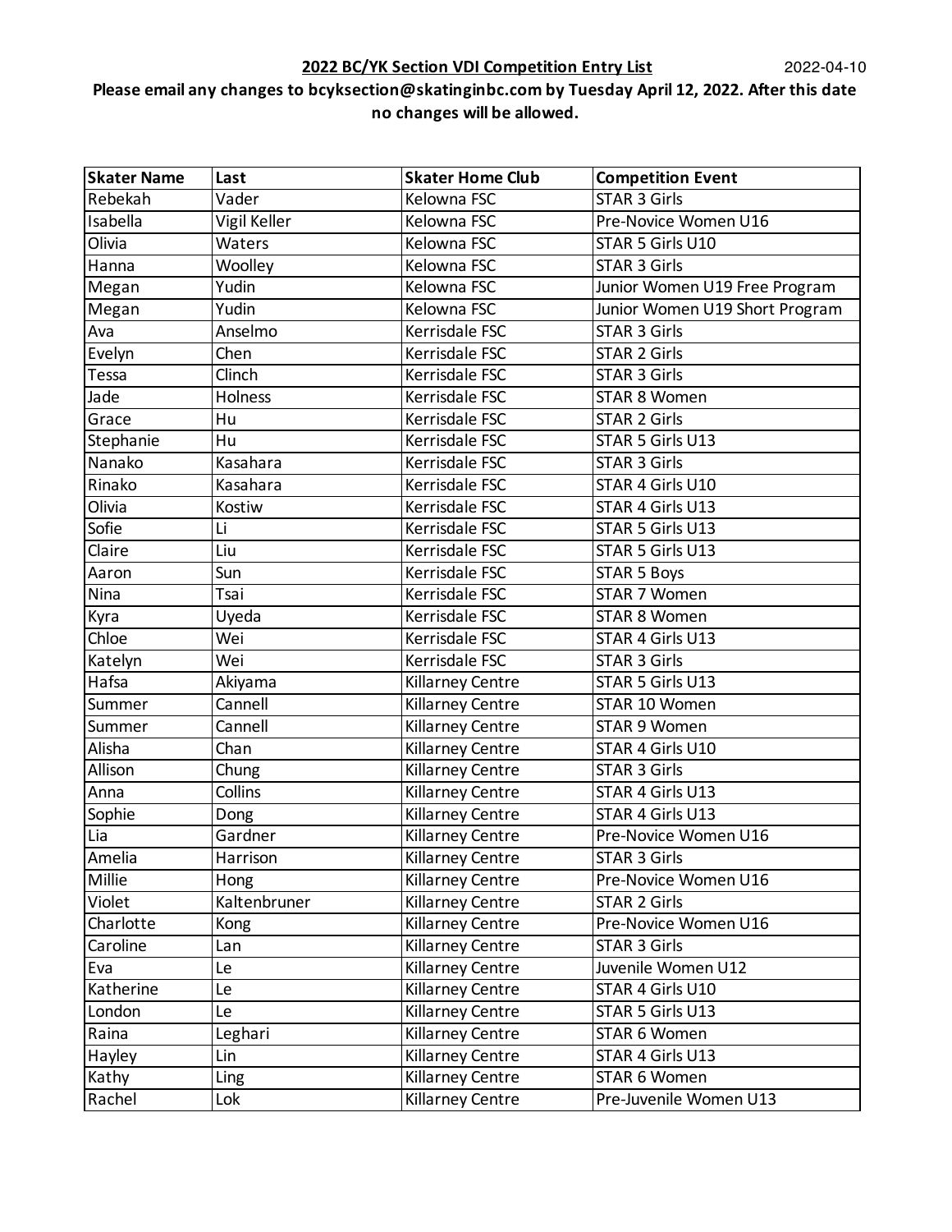**2022 BC/YK Section VDI Competition Entry List** 2022-04-10

**Please email any changes to bcyksection@skatinginbc.com by Tuesday April 12, 2022. After this date no changes will be allowed.**

| Skater Name | Last | Skater Home Club | Competition Event |
|---|---|---|---|
| Rebekah | Vader | Kelowna FSC | STAR 3 Girls |
| Isabella | Vigil Keller | Kelowna FSC | Pre-Novice Women U16 |
| Olivia | Waters | Kelowna FSC | STAR 5 Girls U10 |
| Hanna | Woolley | Kelowna FSC | STAR 3 Girls |
| Megan | Yudin | Kelowna FSC | Junior Women U19 Free Program |
| Megan | Yudin | Kelowna FSC | Junior Women U19 Short Program |
| Ava | Anselmo | Kerrisdale FSC | STAR 3 Girls |
| Evelyn | Chen | Kerrisdale FSC | STAR 2 Girls |
| Tessa | Clinch | Kerrisdale FSC | STAR 3 Girls |
| Jade | Holness | Kerrisdale FSC | STAR 8 Women |
| Grace | Hu | Kerrisdale FSC | STAR 2 Girls |
| Stephanie | Hu | Kerrisdale FSC | STAR 5 Girls U13 |
| Nanako | Kasahara | Kerrisdale FSC | STAR 3 Girls |
| Rinako | Kasahara | Kerrisdale FSC | STAR 4 Girls U10 |
| Olivia | Kostiw | Kerrisdale FSC | STAR 4 Girls U13 |
| Sofie | Li | Kerrisdale FSC | STAR 5 Girls U13 |
| Claire | Liu | Kerrisdale FSC | STAR 5 Girls U13 |
| Aaron | Sun | Kerrisdale FSC | STAR 5 Boys |
| Nina | Tsai | Kerrisdale FSC | STAR 7 Women |
| Kyra | Uyeda | Kerrisdale FSC | STAR 8 Women |
| Chloe | Wei | Kerrisdale FSC | STAR 4 Girls U13 |
| Katelyn | Wei | Kerrisdale FSC | STAR 3 Girls |
| Hafsa | Akiyama | Killarney Centre | STAR 5 Girls U13 |
| Summer | Cannell | Killarney Centre | STAR 10 Women |
| Summer | Cannell | Killarney Centre | STAR 9 Women |
| Alisha | Chan | Killarney Centre | STAR 4 Girls U10 |
| Allison | Chung | Killarney Centre | STAR 3 Girls |
| Anna | Collins | Killarney Centre | STAR 4 Girls U13 |
| Sophie | Dong | Killarney Centre | STAR 4 Girls U13 |
| Lia | Gardner | Killarney Centre | Pre-Novice Women U16 |
| Amelia | Harrison | Killarney Centre | STAR 3 Girls |
| Millie | Hong | Killarney Centre | Pre-Novice Women U16 |
| Violet | Kaltenbruner | Killarney Centre | STAR 2 Girls |
| Charlotte | Kong | Killarney Centre | Pre-Novice Women U16 |
| Caroline | Lan | Killarney Centre | STAR 3 Girls |
| Eva | Le | Killarney Centre | Juvenile Women U12 |
| Katherine | Le | Killarney Centre | STAR 4 Girls U10 |
| London | Le | Killarney Centre | STAR 5 Girls U13 |
| Raina | Leghari | Killarney Centre | STAR 6 Women |
| Hayley | Lin | Killarney Centre | STAR 4 Girls U13 |
| Kathy | Ling | Killarney Centre | STAR 6 Women |
| Rachel | Lok | Killarney Centre | Pre-Juvenile Women U13 |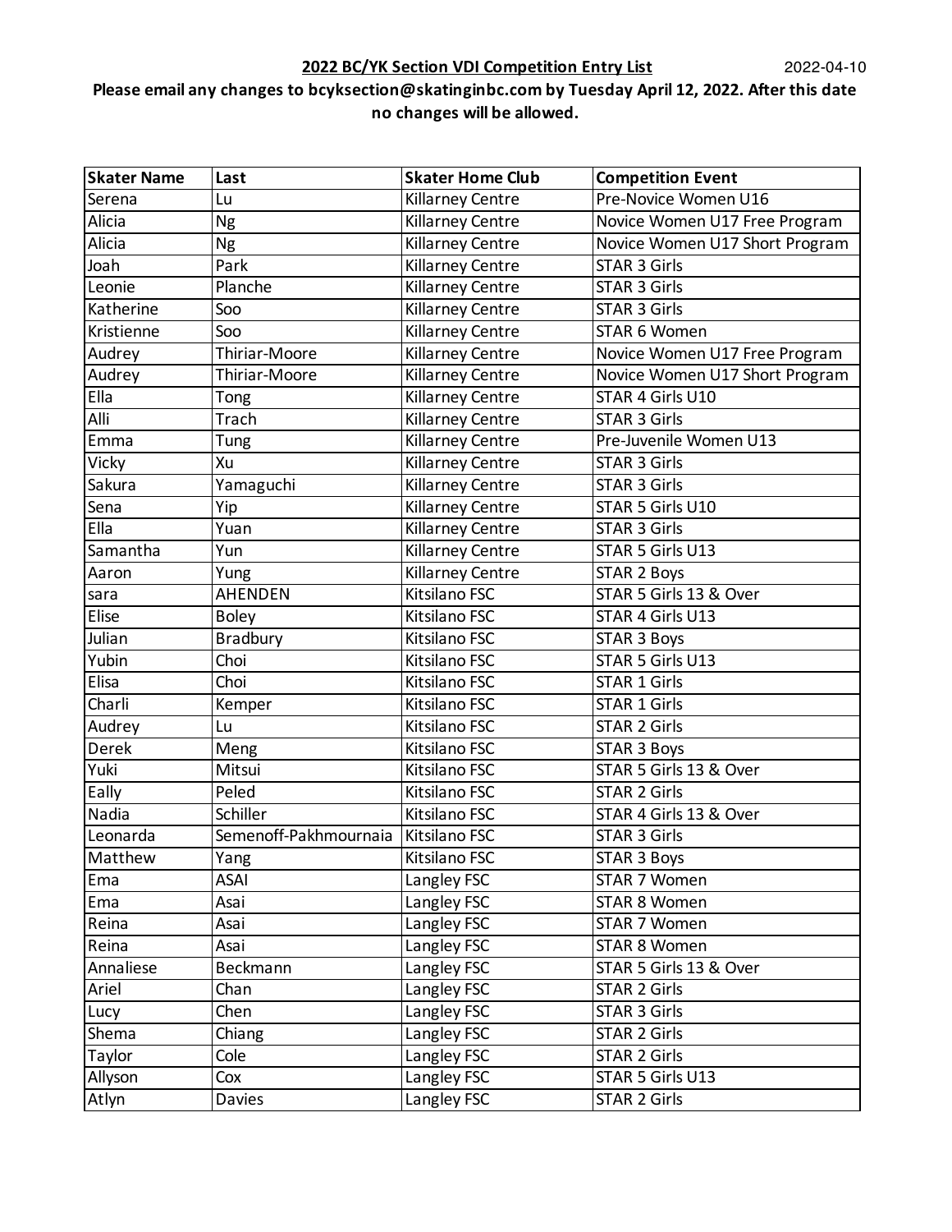**2022 BC/YK Section VDI Competition Entry List** 2022-04-10

**Please email any changes to bcyksection@skatinginbc.com by Tuesday April 12, 2022. After this date no changes will be allowed.**

| Skater Name | Last | Skater Home Club | Competition Event |
|---|---|---|---|
| Serena | Lu | Killarney Centre | Pre-Novice Women U16 |
| Alicia | Ng | Killarney Centre | Novice Women U17 Free Program |
| Alicia | Ng | Killarney Centre | Novice Women U17 Short Program |
| Joah | Park | Killarney Centre | STAR 3 Girls |
| Leonie | Planche | Killarney Centre | STAR 3 Girls |
| Katherine | Soo | Killarney Centre | STAR 3 Girls |
| Kristienne | Soo | Killarney Centre | STAR 6 Women |
| Audrey | Thiriar-Moore | Killarney Centre | Novice Women U17 Free Program |
| Audrey | Thiriar-Moore | Killarney Centre | Novice Women U17 Short Program |
| Ella | Tong | Killarney Centre | STAR 4 Girls U10 |
| Alli | Trach | Killarney Centre | STAR 3 Girls |
| Emma | Tung | Killarney Centre | Pre-Juvenile Women U13 |
| Vicky | Xu | Killarney Centre | STAR 3 Girls |
| Sakura | Yamaguchi | Killarney Centre | STAR 3 Girls |
| Sena | Yip | Killarney Centre | STAR 5 Girls U10 |
| Ella | Yuan | Killarney Centre | STAR 3 Girls |
| Samantha | Yun | Killarney Centre | STAR 5 Girls U13 |
| Aaron | Yung | Killarney Centre | STAR 2 Boys |
| sara | AHENDEN | Kitsilano FSC | STAR 5 Girls 13 & Over |
| Elise | Boley | Kitsilano FSC | STAR 4 Girls U13 |
| Julian | Bradbury | Kitsilano FSC | STAR 3 Boys |
| Yubin | Choi | Kitsilano FSC | STAR 5 Girls U13 |
| Elisa | Choi | Kitsilano FSC | STAR 1 Girls |
| Charli | Kemper | Kitsilano FSC | STAR 1 Girls |
| Audrey | Lu | Kitsilano FSC | STAR 2 Girls |
| Derek | Meng | Kitsilano FSC | STAR 3 Boys |
| Yuki | Mitsui | Kitsilano FSC | STAR 5 Girls 13 & Over |
| Eally | Peled | Kitsilano FSC | STAR 2 Girls |
| Nadia | Schiller | Kitsilano FSC | STAR 4 Girls 13 & Over |
| Leonarda | Semenoff-Pakhmournaia | Kitsilano FSC | STAR 3 Girls |
| Matthew | Yang | Kitsilano FSC | STAR 3 Boys |
| Ema | ASAI | Langley FSC | STAR 7 Women |
| Ema | Asai | Langley FSC | STAR 8 Women |
| Reina | Asai | Langley FSC | STAR 7 Women |
| Reina | Asai | Langley FSC | STAR 8 Women |
| Annaliese | Beckmann | Langley FSC | STAR 5 Girls 13 & Over |
| Ariel | Chan | Langley FSC | STAR 2 Girls |
| Lucy | Chen | Langley FSC | STAR 3 Girls |
| Shema | Chiang | Langley FSC | STAR 2 Girls |
| Taylor | Cole | Langley FSC | STAR 2 Girls |
| Allyson | Cox | Langley FSC | STAR 5 Girls U13 |
| Atlyn | Davies | Langley FSC | STAR 2 Girls |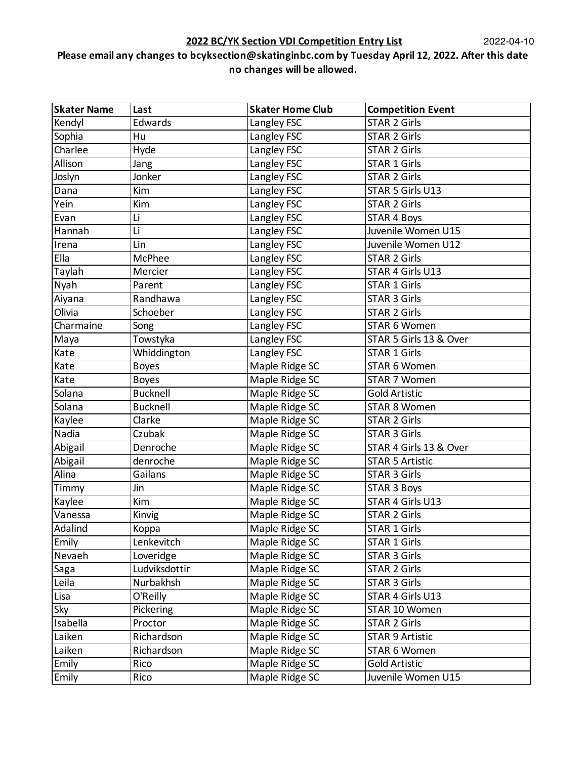**2022 BC/YK Section VDI Competition Entry List** 2022-04-10

**Please email any changes to bcyksection@skatinginbc.com by Tuesday April 12, 2022. After this date no changes will be allowed.**

| Skater Name | Last | Skater Home Club | Competition Event |
|---|---|---|---|
| Kendyl | Edwards | Langley FSC | STAR 2 Girls |
| Sophia | Hu | Langley FSC | STAR 2 Girls |
| Charlee | Hyde | Langley FSC | STAR 2 Girls |
| Allison | Jang | Langley FSC | STAR 1 Girls |
| Joslyn | Jonker | Langley FSC | STAR 2 Girls |
| Dana | Kim | Langley FSC | STAR 5 Girls U13 |
| Yein | Kim | Langley FSC | STAR 2 Girls |
| Evan | Li | Langley FSC | STAR 4 Boys |
| Hannah | Li | Langley FSC | Juvenile Women U15 |
| Irena | Lin | Langley FSC | Juvenile Women U12 |
| Ella | McPhee | Langley FSC | STAR 2 Girls |
| Taylah | Mercier | Langley FSC | STAR 4 Girls U13 |
| Nyah | Parent | Langley FSC | STAR 1 Girls |
| Aiyana | Randhawa | Langley FSC | STAR 3 Girls |
| Olivia | Schoeber | Langley FSC | STAR 2 Girls |
| Charmaine | Song | Langley FSC | STAR 6 Women |
| Maya | Towstyka | Langley FSC | STAR 5 Girls 13 & Over |
| Kate | Whiddington | Langley FSC | STAR 1 Girls |
| Kate | Boyes | Maple Ridge SC | STAR 6 Women |
| Kate | Boyes | Maple Ridge SC | STAR 7 Women |
| Solana | Bucknell | Maple Ridge SC | Gold Artistic |
| Solana | Bucknell | Maple Ridge SC | STAR 8 Women |
| Kaylee | Clarke | Maple Ridge SC | STAR 2 Girls |
| Nadia | Czubak | Maple Ridge SC | STAR 3 Girls |
| Abigail | Denroche | Maple Ridge SC | STAR 4 Girls 13 & Over |
| Abigail | denroche | Maple Ridge SC | STAR 5 Artistic |
| Alina | Gailans | Maple Ridge SC | STAR 3 Girls |
| Timmy | Jin | Maple Ridge SC | STAR 3 Boys |
| Kaylee | Kim | Maple Ridge SC | STAR 4 Girls U13 |
| Vanessa | Kinvig | Maple Ridge SC | STAR 2 Girls |
| Adalind | Koppa | Maple Ridge SC | STAR 1 Girls |
| Emily | Lenkevitch | Maple Ridge SC | STAR 1 Girls |
| Nevaeh | Loveridge | Maple Ridge SC | STAR 3 Girls |
| Saga | Ludviksdottir | Maple Ridge SC | STAR 2 Girls |
| Leila | Nurbakhsh | Maple Ridge SC | STAR 3 Girls |
| Lisa | O'Reilly | Maple Ridge SC | STAR 4 Girls U13 |
| Sky | Pickering | Maple Ridge SC | STAR 10 Women |
| Isabella | Proctor | Maple Ridge SC | STAR 2 Girls |
| Laiken | Richardson | Maple Ridge SC | STAR 9 Artistic |
| Laiken | Richardson | Maple Ridge SC | STAR 6 Women |
| Emily | Rico | Maple Ridge SC | Gold Artistic |
| Emily | Rico | Maple Ridge SC | Juvenile Women U15 |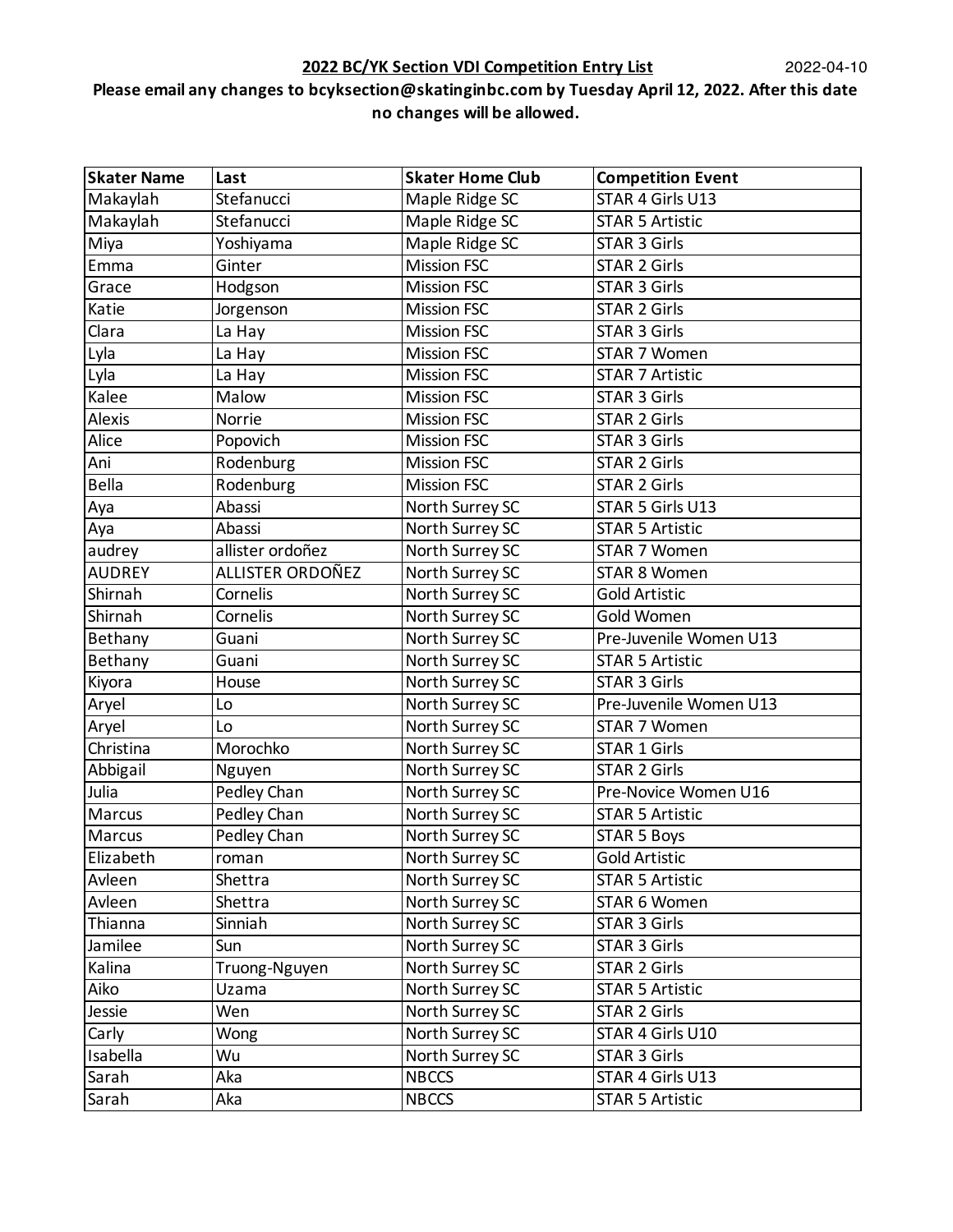**2022 BC/YK Section VDI Competition Entry List** 2022-04-10

**Please email any changes to bcyksection@skatinginbc.com by Tuesday April 12, 2022. After this date no changes will be allowed.**

| Skater Name | Last | Skater Home Club | Competition Event |
|---|---|---|---|
| Makaylah | Stefanucci | Maple Ridge SC | STAR 4 Girls U13 |
| Makaylah | Stefanucci | Maple Ridge SC | STAR 5 Artistic |
| Miya | Yoshiyama | Maple Ridge SC | STAR 3 Girls |
| Emma | Ginter | Mission FSC | STAR 2 Girls |
| Grace | Hodgson | Mission FSC | STAR 3 Girls |
| Katie | Jorgenson | Mission FSC | STAR 2 Girls |
| Clara | La Hay | Mission FSC | STAR 3 Girls |
| Lyla | La Hay | Mission FSC | STAR 7 Women |
| Lyla | La Hay | Mission FSC | STAR 7 Artistic |
| Kalee | Malow | Mission FSC | STAR 3 Girls |
| Alexis | Norrie | Mission FSC | STAR 2 Girls |
| Alice | Popovich | Mission FSC | STAR 3 Girls |
| Ani | Rodenburg | Mission FSC | STAR 2 Girls |
| Bella | Rodenburg | Mission FSC | STAR 2 Girls |
| Aya | Abassi | North Surrey SC | STAR 5 Girls U13 |
| Aya | Abassi | North Surrey SC | STAR 5 Artistic |
| audrey | allister ordoñez | North Surrey SC | STAR 7 Women |
| AUDREY | ALLISTER ORDOÑEZ | North Surrey SC | STAR 8 Women |
| Shirnah | Cornelis | North Surrey SC | Gold Artistic |
| Shirnah | Cornelis | North Surrey SC | Gold Women |
| Bethany | Guani | North Surrey SC | Pre-Juvenile Women U13 |
| Bethany | Guani | North Surrey SC | STAR 5 Artistic |
| Kiyora | House | North Surrey SC | STAR 3 Girls |
| Aryel | Lo | North Surrey SC | Pre-Juvenile Women U13 |
| Aryel | Lo | North Surrey SC | STAR 7 Women |
| Christina | Morochko | North Surrey SC | STAR 1 Girls |
| Abbigail | Nguyen | North Surrey SC | STAR 2 Girls |
| Julia | Pedley Chan | North Surrey SC | Pre-Novice Women U16 |
| Marcus | Pedley Chan | North Surrey SC | STAR 5 Artistic |
| Marcus | Pedley Chan | North Surrey SC | STAR 5 Boys |
| Elizabeth | roman | North Surrey SC | Gold Artistic |
| Avleen | Shettra | North Surrey SC | STAR 5 Artistic |
| Avleen | Shettra | North Surrey SC | STAR 6 Women |
| Thianna | Sinniah | North Surrey SC | STAR 3 Girls |
| Jamilee | Sun | North Surrey SC | STAR 3 Girls |
| Kalina | Truong-Nguyen | North Surrey SC | STAR 2 Girls |
| Aiko | Uzama | North Surrey SC | STAR 5 Artistic |
| Jessie | Wen | North Surrey SC | STAR 2 Girls |
| Carly | Wong | North Surrey SC | STAR 4 Girls U10 |
| Isabella | Wu | North Surrey SC | STAR 3 Girls |
| Sarah | Aka | NBCCS | STAR 4 Girls U13 |
| Sarah | Aka | NBCCS | STAR 5 Artistic |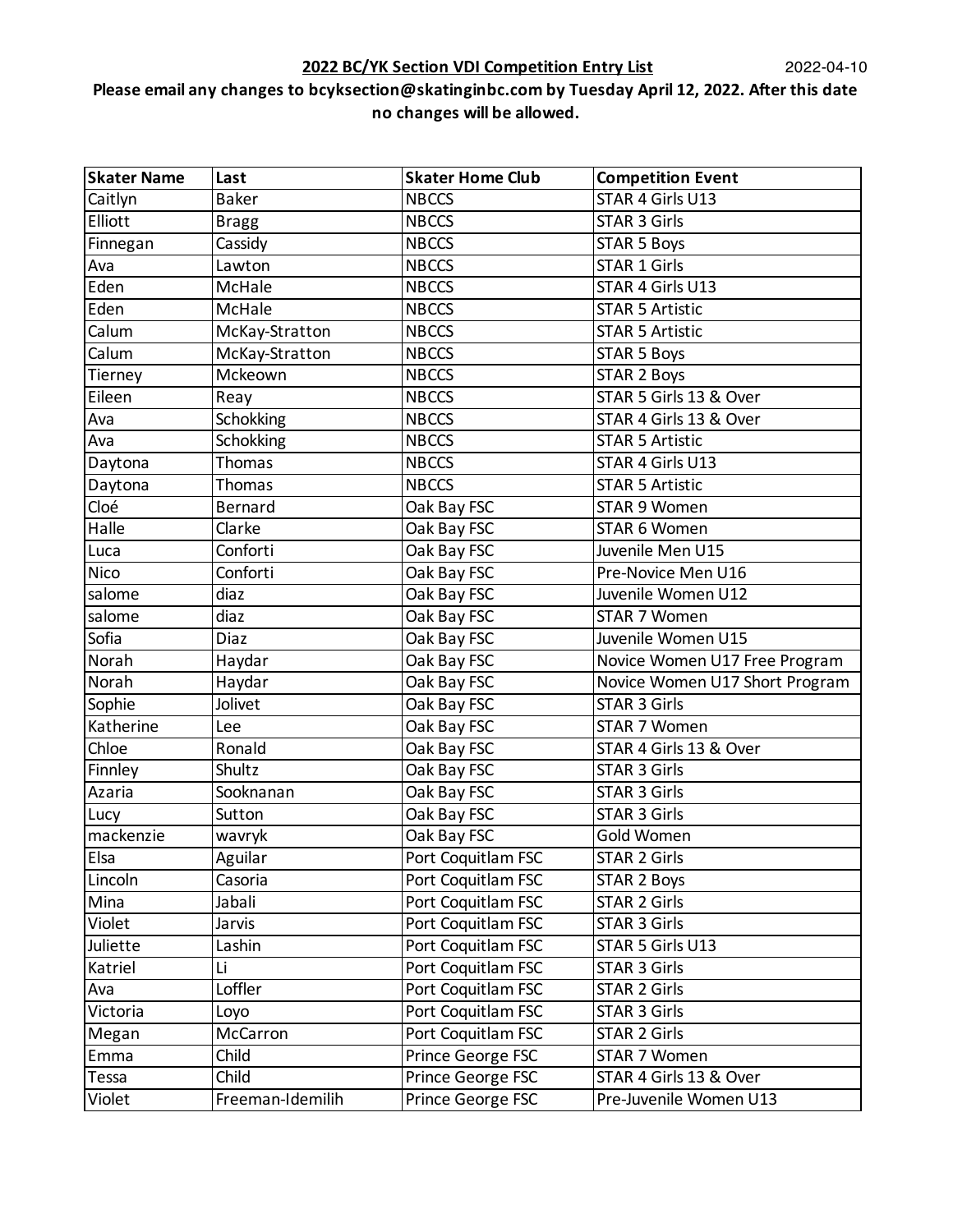**2022 BC/YK Section VDI Competition Entry List** 2022-04-10

**Please email any changes to bcyksection@skatinginbc.com by Tuesday April 12, 2022. After this date no changes will be allowed.**

| Skater Name | Last | Skater Home Club | Competition Event |
|---|---|---|---|
| Caitlyn | Baker | NBCCS | STAR 4 Girls U13 |
| Elliott | Bragg | NBCCS | STAR 3 Girls |
| Finnegan | Cassidy | NBCCS | STAR 5 Boys |
| Ava | Lawton | NBCCS | STAR 1 Girls |
| Eden | McHale | NBCCS | STAR 4 Girls U13 |
| Eden | McHale | NBCCS | STAR 5 Artistic |
| Calum | McKay-Stratton | NBCCS | STAR 5 Artistic |
| Calum | McKay-Stratton | NBCCS | STAR 5 Boys |
| Tierney | Mckeown | NBCCS | STAR 2 Boys |
| Eileen | Reay | NBCCS | STAR 5 Girls 13 & Over |
| Ava | Schokking | NBCCS | STAR 4 Girls 13 & Over |
| Ava | Schokking | NBCCS | STAR 5 Artistic |
| Daytona | Thomas | NBCCS | STAR 4 Girls U13 |
| Daytona | Thomas | NBCCS | STAR 5 Artistic |
| Cloé | Bernard | Oak Bay FSC | STAR 9 Women |
| Halle | Clarke | Oak Bay FSC | STAR 6 Women |
| Luca | Conforti | Oak Bay FSC | Juvenile Men U15 |
| Nico | Conforti | Oak Bay FSC | Pre-Novice Men U16 |
| salome | diaz | Oak Bay FSC | Juvenile Women U12 |
| salome | diaz | Oak Bay FSC | STAR 7 Women |
| Sofia | Diaz | Oak Bay FSC | Juvenile Women U15 |
| Norah | Haydar | Oak Bay FSC | Novice Women U17 Free Program |
| Norah | Haydar | Oak Bay FSC | Novice Women U17 Short Program |
| Sophie | Jolivet | Oak Bay FSC | STAR 3 Girls |
| Katherine | Lee | Oak Bay FSC | STAR 7 Women |
| Chloe | Ronald | Oak Bay FSC | STAR 4 Girls 13 & Over |
| Finnley | Shultz | Oak Bay FSC | STAR 3 Girls |
| Azaria | Sooknanan | Oak Bay FSC | STAR 3 Girls |
| Lucy | Sutton | Oak Bay FSC | STAR 3 Girls |
| mackenzie | wavryk | Oak Bay FSC | Gold Women |
| Elsa | Aguilar | Port Coquitlam FSC | STAR 2 Girls |
| Lincoln | Casoria | Port Coquitlam FSC | STAR 2 Boys |
| Mina | Jabali | Port Coquitlam FSC | STAR 2 Girls |
| Violet | Jarvis | Port Coquitlam FSC | STAR 3 Girls |
| Juliette | Lashin | Port Coquitlam FSC | STAR 5 Girls U13 |
| Katriel | Li | Port Coquitlam FSC | STAR 3 Girls |
| Ava | Loffler | Port Coquitlam FSC | STAR 2 Girls |
| Victoria | Loyo | Port Coquitlam FSC | STAR 3 Girls |
| Megan | McCarron | Port Coquitlam FSC | STAR 2 Girls |
| Emma | Child | Prince George FSC | STAR 7 Women |
| Tessa | Child | Prince George FSC | STAR 4 Girls 13 & Over |
| Violet | Freeman-Idemilih | Prince George FSC | Pre-Juvenile Women U13 |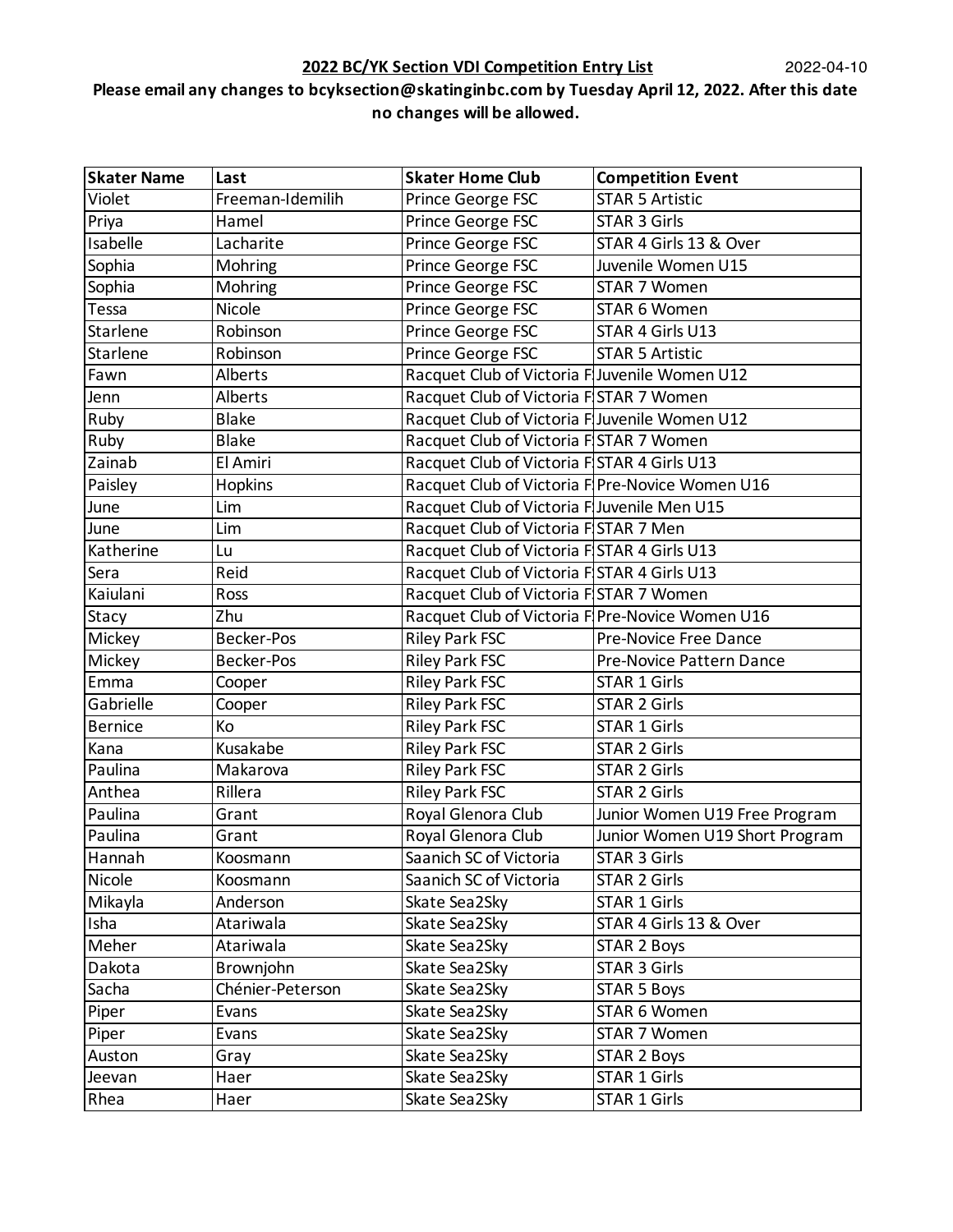**2022 BC/YK Section VDI Competition Entry List** 2022-04-10

**Please email any changes to bcyksection@skatinginbc.com by Tuesday April 12, 2022. After this date no changes will be allowed.**

| Skater Name | Last | Skater Home Club | Competition Event |
|---|---|---|---|
| Violet | Freeman-Idemilih | Prince George FSC | STAR 5 Artistic |
| Priya | Hamel | Prince George FSC | STAR 3 Girls |
| Isabelle | Lacharite | Prince George FSC | STAR 4 Girls 13 & Over |
| Sophia | Mohring | Prince George FSC | Juvenile Women U15 |
| Sophia | Mohring | Prince George FSC | STAR 7 Women |
| Tessa | Nicole | Prince George FSC | STAR 6 Women |
| Starlene | Robinson | Prince George FSC | STAR 4 Girls U13 |
| Starlene | Robinson | Prince George FSC | STAR 5 Artistic |
| Fawn | Alberts | Racquet Club of Victoria F | Juvenile Women U12 |
| Jenn | Alberts | Racquet Club of Victoria F | STAR 7 Women |
| Ruby | Blake | Racquet Club of Victoria F | Juvenile Women U12 |
| Ruby | Blake | Racquet Club of Victoria F | STAR 7 Women |
| Zainab | El Amiri | Racquet Club of Victoria F | STAR 4 Girls U13 |
| Paisley | Hopkins | Racquet Club of Victoria F | Pre-Novice Women U16 |
| June | Lim | Racquet Club of Victoria F | Juvenile Men U15 |
| June | Lim | Racquet Club of Victoria F | STAR 7 Men |
| Katherine | Lu | Racquet Club of Victoria F | STAR 4 Girls U13 |
| Sera | Reid | Racquet Club of Victoria F | STAR 4 Girls U13 |
| Kaiulani | Ross | Racquet Club of Victoria F | STAR 7 Women |
| Stacy | Zhu | Racquet Club of Victoria F | Pre-Novice Women U16 |
| Mickey | Becker-Pos | Riley Park FSC | Pre-Novice Free Dance |
| Mickey | Becker-Pos | Riley Park FSC | Pre-Novice Pattern Dance |
| Emma | Cooper | Riley Park FSC | STAR 1 Girls |
| Gabrielle | Cooper | Riley Park FSC | STAR 2 Girls |
| Bernice | Ko | Riley Park FSC | STAR 1 Girls |
| Kana | Kusakabe | Riley Park FSC | STAR 2 Girls |
| Paulina | Makarova | Riley Park FSC | STAR 2 Girls |
| Anthea | Rillera | Riley Park FSC | STAR 2 Girls |
| Paulina | Grant | Royal Glenora Club | Junior Women U19 Free Program |
| Paulina | Grant | Royal Glenora Club | Junior Women U19 Short Program |
| Hannah | Koosmann | Saanich SC of Victoria | STAR 3 Girls |
| Nicole | Koosmann | Saanich SC of Victoria | STAR 2 Girls |
| Mikayla | Anderson | Skate Sea2Sky | STAR 1 Girls |
| Isha | Atariwala | Skate Sea2Sky | STAR 4 Girls 13 & Over |
| Meher | Atariwala | Skate Sea2Sky | STAR 2 Boys |
| Dakota | Brownjohn | Skate Sea2Sky | STAR 3 Girls |
| Sacha | Chénier-Peterson | Skate Sea2Sky | STAR 5 Boys |
| Piper | Evans | Skate Sea2Sky | STAR 6 Women |
| Piper | Evans | Skate Sea2Sky | STAR 7 Women |
| Auston | Gray | Skate Sea2Sky | STAR 2 Boys |
| Jeevan | Haer | Skate Sea2Sky | STAR 1 Girls |
| Rhea | Haer | Skate Sea2Sky | STAR 1 Girls |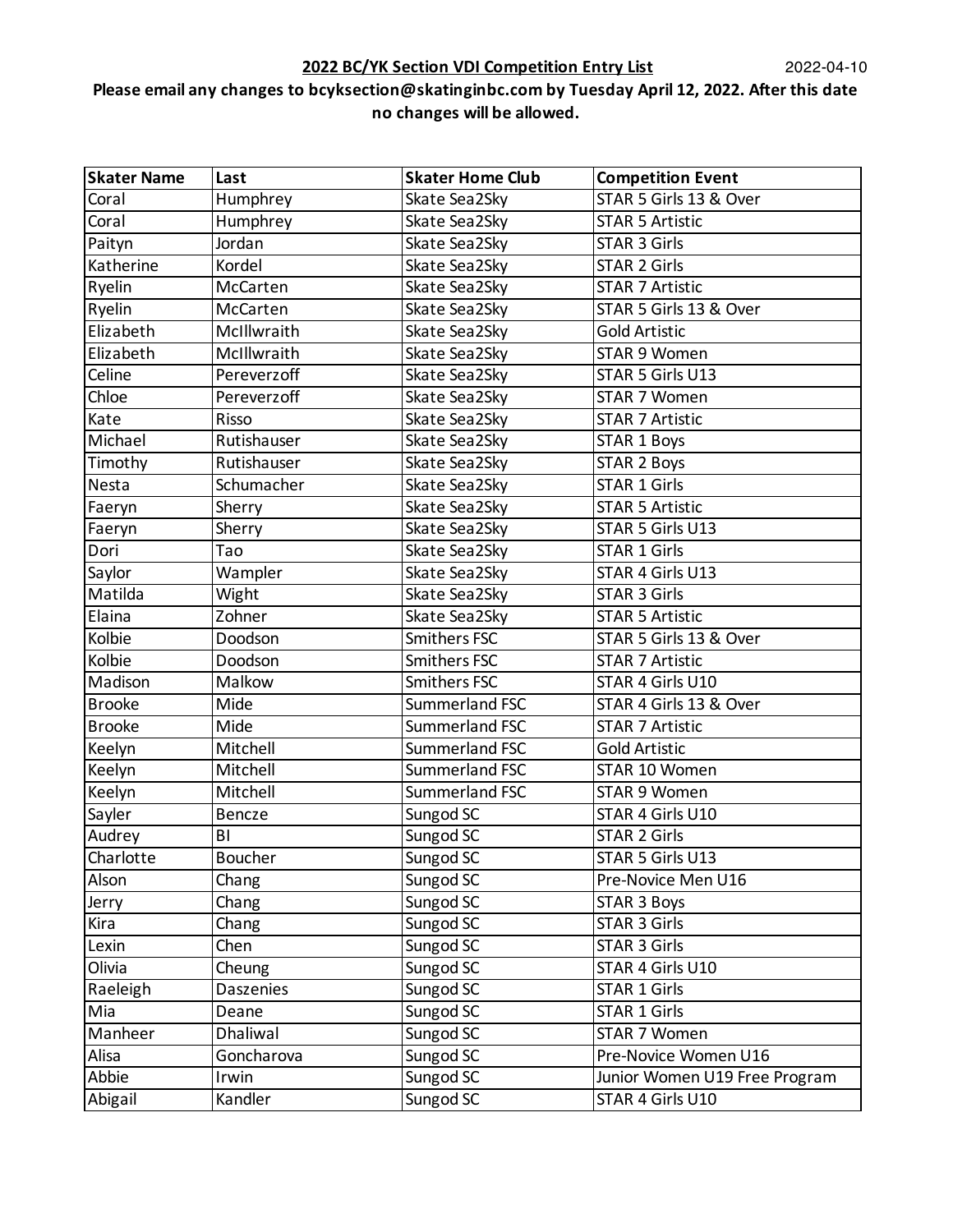**2022 BC/YK Section VDI Competition Entry List** 2022-04-10

**Please email any changes to bcyksection@skatinginbc.com by Tuesday April 12, 2022. After this date no changes will be allowed.**

| Skater Name | Last | Skater Home Club | Competition Event |
|---|---|---|---|
| Coral | Humphrey | Skate Sea2Sky | STAR 5 Girls 13 & Over |
| Coral | Humphrey | Skate Sea2Sky | STAR 5 Artistic |
| Paityn | Jordan | Skate Sea2Sky | STAR 3 Girls |
| Katherine | Kordel | Skate Sea2Sky | STAR 2 Girls |
| Ryelin | McCarten | Skate Sea2Sky | STAR 7 Artistic |
| Ryelin | McCarten | Skate Sea2Sky | STAR 5 Girls 13 & Over |
| Elizabeth | McIllwraith | Skate Sea2Sky | Gold Artistic |
| Elizabeth | McIllwraith | Skate Sea2Sky | STAR 9 Women |
| Celine | Pereverzoff | Skate Sea2Sky | STAR 5 Girls U13 |
| Chloe | Pereverzoff | Skate Sea2Sky | STAR 7 Women |
| Kate | Risso | Skate Sea2Sky | STAR 7 Artistic |
| Michael | Rutishauser | Skate Sea2Sky | STAR 1 Boys |
| Timothy | Rutishauser | Skate Sea2Sky | STAR 2 Boys |
| Nesta | Schumacher | Skate Sea2Sky | STAR 1 Girls |
| Faeryn | Sherry | Skate Sea2Sky | STAR 5 Artistic |
| Faeryn | Sherry | Skate Sea2Sky | STAR 5 Girls U13 |
| Dori | Tao | Skate Sea2Sky | STAR 1 Girls |
| Saylor | Wampler | Skate Sea2Sky | STAR 4 Girls U13 |
| Matilda | Wight | Skate Sea2Sky | STAR 3 Girls |
| Elaina | Zohner | Skate Sea2Sky | STAR 5 Artistic |
| Kolbie | Doodson | Smithers FSC | STAR 5 Girls 13 & Over |
| Kolbie | Doodson | Smithers FSC | STAR 7 Artistic |
| Madison | Malkow | Smithers FSC | STAR 4 Girls U10 |
| Brooke | Mide | Summerland FSC | STAR 4 Girls 13 & Over |
| Brooke | Mide | Summerland FSC | STAR 7 Artistic |
| Keelyn | Mitchell | Summerland FSC | Gold Artistic |
| Keelyn | Mitchell | Summerland FSC | STAR 10 Women |
| Keelyn | Mitchell | Summerland FSC | STAR 9 Women |
| Sayler | Bencze | Sungod SC | STAR 4 Girls U10 |
| Audrey | BI | Sungod SC | STAR 2 Girls |
| Charlotte | Boucher | Sungod SC | STAR 5 Girls U13 |
| Alson | Chang | Sungod SC | Pre-Novice Men U16 |
| Jerry | Chang | Sungod SC | STAR 3 Boys |
| Kira | Chang | Sungod SC | STAR 3 Girls |
| Lexin | Chen | Sungod SC | STAR 3 Girls |
| Olivia | Cheung | Sungod SC | STAR 4 Girls U10 |
| Raeleigh | Daszenies | Sungod SC | STAR 1 Girls |
| Mia | Deane | Sungod SC | STAR 1 Girls |
| Manheer | Dhaliwal | Sungod SC | STAR 7 Women |
| Alisa | Goncharova | Sungod SC | Pre-Novice Women U16 |
| Abbie | Irwin | Sungod SC | Junior Women U19 Free Program |
| Abigail | Kandler | Sungod SC | STAR 4 Girls U10 |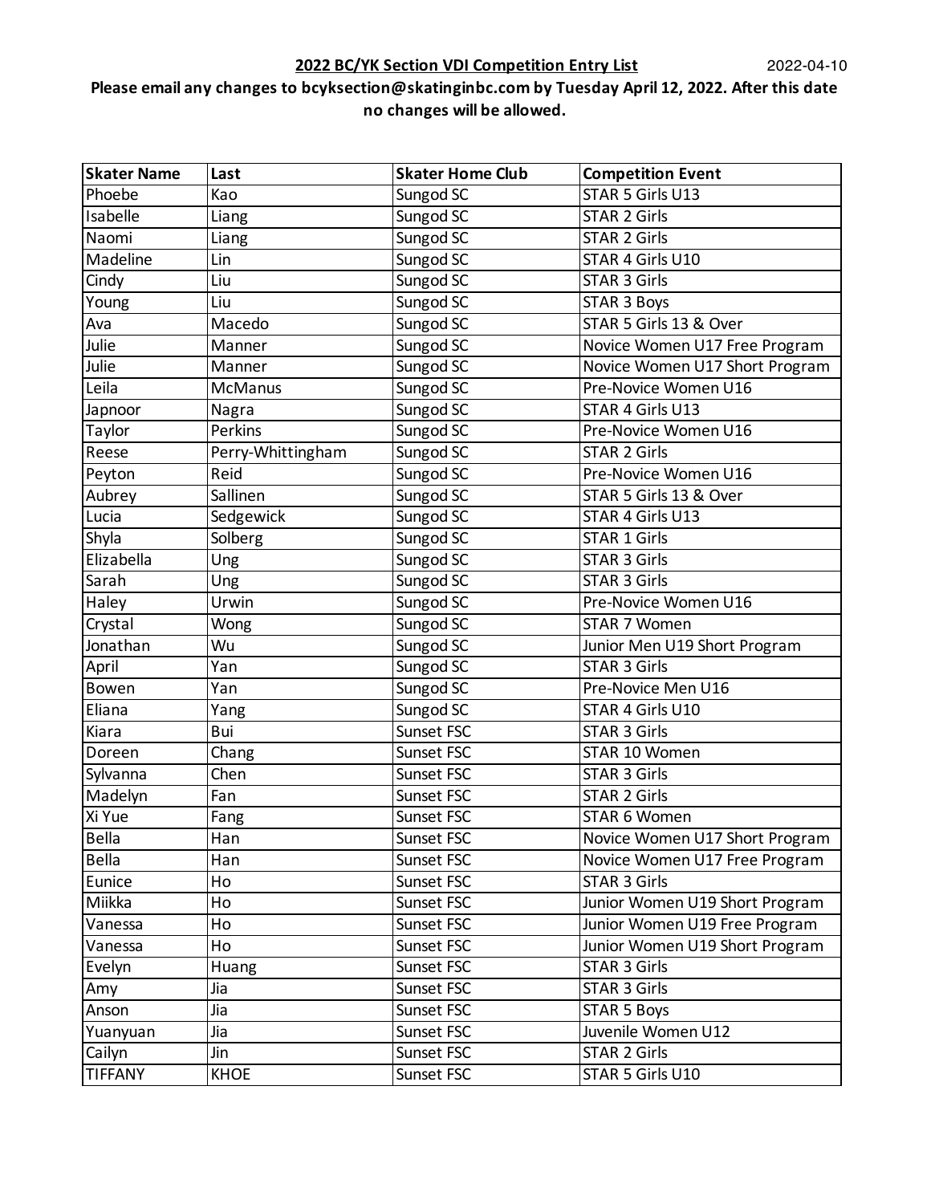**2022 BC/YK Section VDI Competition Entry List** 2022-04-10

**Please email any changes to bcyksection@skatinginbc.com by Tuesday April 12, 2022. After this date no changes will be allowed.**

| Skater Name | Last | Skater Home Club | Competition Event |
|---|---|---|---|
| Phoebe | Kao | Sungod SC | STAR 5 Girls U13 |
| Isabelle | Liang | Sungod SC | STAR 2 Girls |
| Naomi | Liang | Sungod SC | STAR 2 Girls |
| Madeline | Lin | Sungod SC | STAR 4 Girls U10 |
| Cindy | Liu | Sungod SC | STAR 3 Girls |
| Young | Liu | Sungod SC | STAR 3 Boys |
| Ava | Macedo | Sungod SC | STAR 5 Girls 13 & Over |
| Julie | Manner | Sungod SC | Novice Women U17 Free Program |
| Julie | Manner | Sungod SC | Novice Women U17 Short Program |
| Leila | McManus | Sungod SC | Pre-Novice Women U16 |
| Japnoor | Nagra | Sungod SC | STAR 4 Girls U13 |
| Taylor | Perkins | Sungod SC | Pre-Novice Women U16 |
| Reese | Perry-Whittingham | Sungod SC | STAR 2 Girls |
| Peyton | Reid | Sungod SC | Pre-Novice Women U16 |
| Aubrey | Sallinen | Sungod SC | STAR 5 Girls 13 & Over |
| Lucia | Sedgewick | Sungod SC | STAR 4 Girls U13 |
| Shyla | Solberg | Sungod SC | STAR 1 Girls |
| Elizabella | Ung | Sungod SC | STAR 3 Girls |
| Sarah | Ung | Sungod SC | STAR 3 Girls |
| Haley | Urwin | Sungod SC | Pre-Novice Women U16 |
| Crystal | Wong | Sungod SC | STAR 7 Women |
| Jonathan | Wu | Sungod SC | Junior Men U19 Short Program |
| April | Yan | Sungod SC | STAR 3 Girls |
| Bowen | Yan | Sungod SC | Pre-Novice Men U16 |
| Eliana | Yang | Sungod SC | STAR 4 Girls U10 |
| Kiara | Bui | Sunset FSC | STAR 3 Girls |
| Doreen | Chang | Sunset FSC | STAR 10 Women |
| Sylvanna | Chen | Sunset FSC | STAR 3 Girls |
| Madelyn | Fan | Sunset FSC | STAR 2 Girls |
| Xi Yue | Fang | Sunset FSC | STAR 6 Women |
| Bella | Han | Sunset FSC | Novice Women U17 Short Program |
| Bella | Han | Sunset FSC | Novice Women U17 Free Program |
| Eunice | Ho | Sunset FSC | STAR 3 Girls |
| Miikka | Ho | Sunset FSC | Junior Women U19 Short Program |
| Vanessa | Ho | Sunset FSC | Junior Women U19 Free Program |
| Vanessa | Ho | Sunset FSC | Junior Women U19 Short Program |
| Evelyn | Huang | Sunset FSC | STAR 3 Girls |
| Amy | Jia | Sunset FSC | STAR 3 Girls |
| Anson | Jia | Sunset FSC | STAR 5 Boys |
| Yuanyuan | Jia | Sunset FSC | Juvenile Women U12 |
| Cailyn | Jin | Sunset FSC | STAR 2 Girls |
| TIFFANY | KHOE | Sunset FSC | STAR 5 Girls U10 |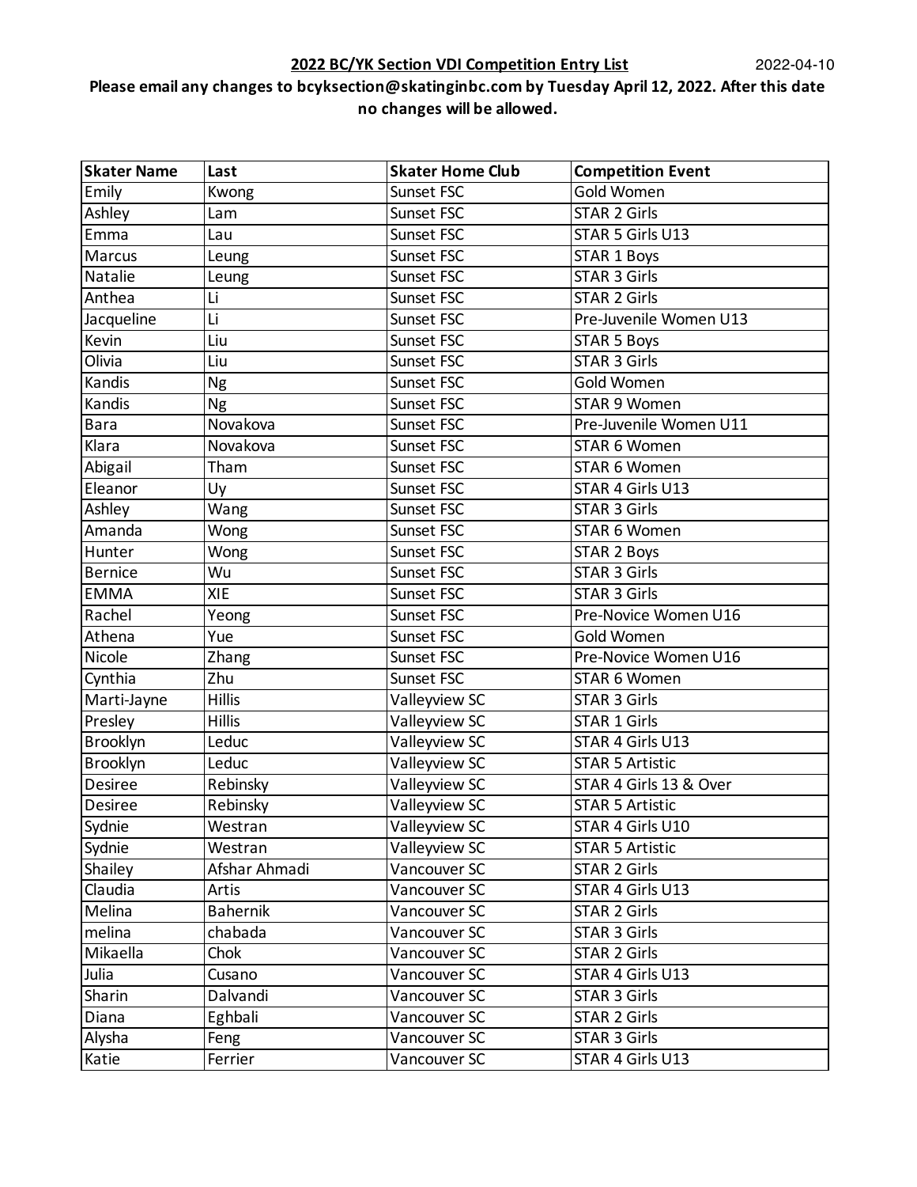**2022 BC/YK Section VDI Competition Entry List** 2022-04-10

**Please email any changes to bcyksection@skatinginbc.com by Tuesday April 12, 2022. After this date no changes will be allowed.**

| Skater Name | Last | Skater Home Club | Competition Event |
|---|---|---|---|
| Emily | Kwong | Sunset FSC | Gold Women |
| Ashley | Lam | Sunset FSC | STAR 2 Girls |
| Emma | Lau | Sunset FSC | STAR 5 Girls U13 |
| Marcus | Leung | Sunset FSC | STAR 1 Boys |
| Natalie | Leung | Sunset FSC | STAR 3 Girls |
| Anthea | Li | Sunset FSC | STAR 2 Girls |
| Jacqueline | Li | Sunset FSC | Pre-Juvenile Women U13 |
| Kevin | Liu | Sunset FSC | STAR 5 Boys |
| Olivia | Liu | Sunset FSC | STAR 3 Girls |
| Kandis | Ng | Sunset FSC | Gold Women |
| Kandis | Ng | Sunset FSC | STAR 9 Women |
| Bara | Novakova | Sunset FSC | Pre-Juvenile Women U11 |
| Klara | Novakova | Sunset FSC | STAR 6 Women |
| Abigail | Tham | Sunset FSC | STAR 6 Women |
| Eleanor | Uy | Sunset FSC | STAR 4 Girls U13 |
| Ashley | Wang | Sunset FSC | STAR 3 Girls |
| Amanda | Wong | Sunset FSC | STAR 6 Women |
| Hunter | Wong | Sunset FSC | STAR 2 Boys |
| Bernice | Wu | Sunset FSC | STAR 3 Girls |
| EMMA | XIE | Sunset FSC | STAR 3 Girls |
| Rachel | Yeong | Sunset FSC | Pre-Novice Women U16 |
| Athena | Yue | Sunset FSC | Gold Women |
| Nicole | Zhang | Sunset FSC | Pre-Novice Women U16 |
| Cynthia | Zhu | Sunset FSC | STAR 6 Women |
| Marti-Jayne | Hillis | Valleyview SC | STAR 3 Girls |
| Presley | Hillis | Valleyview SC | STAR 1 Girls |
| Brooklyn | Leduc | Valleyview SC | STAR 4 Girls U13 |
| Brooklyn | Leduc | Valleyview SC | STAR 5 Artistic |
| Desiree | Rebinsky | Valleyview SC | STAR 4 Girls 13 & Over |
| Desiree | Rebinsky | Valleyview SC | STAR 5 Artistic |
| Sydnie | Westran | Valleyview SC | STAR 4 Girls U10 |
| Sydnie | Westran | Valleyview SC | STAR 5 Artistic |
| Shailey | Afshar Ahmadi | Vancouver SC | STAR 2 Girls |
| Claudia | Artis | Vancouver SC | STAR 4 Girls U13 |
| Melina | Bahernik | Vancouver SC | STAR 2 Girls |
| melina | chabada | Vancouver SC | STAR 3 Girls |
| Mikaella | Chok | Vancouver SC | STAR 2 Girls |
| Julia | Cusano | Vancouver SC | STAR 4 Girls U13 |
| Sharin | Dalvandi | Vancouver SC | STAR 3 Girls |
| Diana | Eghbali | Vancouver SC | STAR 2 Girls |
| Alysha | Feng | Vancouver SC | STAR 3 Girls |
| Katie | Ferrier | Vancouver SC | STAR 4 Girls U13 |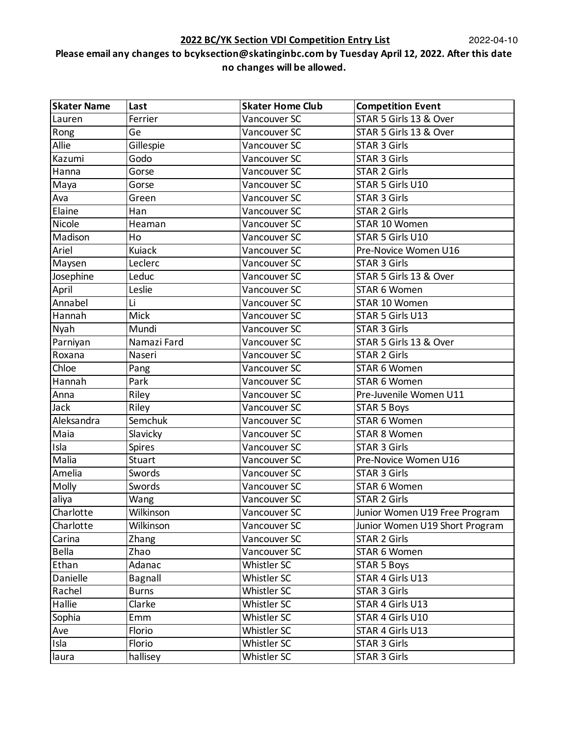**2022 BC/YK Section VDI Competition Entry List** 2022-04-10

**Please email any changes to bcyksection@skatinginbc.com by Tuesday April 12, 2022. After this date no changes will be allowed.**

| Skater Name | Last | Skater Home Club | Competition Event |
|---|---|---|---|
| Lauren | Ferrier | Vancouver SC | STAR 5 Girls 13 & Over |
| Rong | Ge | Vancouver SC | STAR 5 Girls 13 & Over |
| Allie | Gillespie | Vancouver SC | STAR 3 Girls |
| Kazumi | Godo | Vancouver SC | STAR 3 Girls |
| Hanna | Gorse | Vancouver SC | STAR 2 Girls |
| Maya | Gorse | Vancouver SC | STAR 5 Girls U10 |
| Ava | Green | Vancouver SC | STAR 3 Girls |
| Elaine | Han | Vancouver SC | STAR 2 Girls |
| Nicole | Heaman | Vancouver SC | STAR 10 Women |
| Madison | Ho | Vancouver SC | STAR 5 Girls U10 |
| Ariel | Kuiack | Vancouver SC | Pre-Novice Women U16 |
| Maysen | Leclerc | Vancouver SC | STAR 3 Girls |
| Josephine | Leduc | Vancouver SC | STAR 5 Girls 13 & Over |
| April | Leslie | Vancouver SC | STAR 6 Women |
| Annabel | Li | Vancouver SC | STAR 10 Women |
| Hannah | Mick | Vancouver SC | STAR 5 Girls U13 |
| Nyah | Mundi | Vancouver SC | STAR 3 Girls |
| Parniyan | Namazi Fard | Vancouver SC | STAR 5 Girls 13 & Over |
| Roxana | Naseri | Vancouver SC | STAR 2 Girls |
| Chloe | Pang | Vancouver SC | STAR 6 Women |
| Hannah | Park | Vancouver SC | STAR 6 Women |
| Anna | Riley | Vancouver SC | Pre-Juvenile Women U11 |
| Jack | Riley | Vancouver SC | STAR 5 Boys |
| Aleksandra | Semchuk | Vancouver SC | STAR 6 Women |
| Maia | Slavicky | Vancouver SC | STAR 8 Women |
| Isla | Spires | Vancouver SC | STAR 3 Girls |
| Malia | Stuart | Vancouver SC | Pre-Novice Women U16 |
| Amelia | Swords | Vancouver SC | STAR 3 Girls |
| Molly | Swords | Vancouver SC | STAR 6 Women |
| aliya | Wang | Vancouver SC | STAR 2 Girls |
| Charlotte | Wilkinson | Vancouver SC | Junior Women U19 Free Program |
| Charlotte | Wilkinson | Vancouver SC | Junior Women U19 Short Program |
| Carina | Zhang | Vancouver SC | STAR 2 Girls |
| Bella | Zhao | Vancouver SC | STAR 6 Women |
| Ethan | Adanac | Whistler SC | STAR 5 Boys |
| Danielle | Bagnall | Whistler SC | STAR 4 Girls U13 |
| Rachel | Burns | Whistler SC | STAR 3 Girls |
| Hallie | Clarke | Whistler SC | STAR 4 Girls U13 |
| Sophia | Emm | Whistler SC | STAR 4 Girls U10 |
| Ave | Florio | Whistler SC | STAR 4 Girls U13 |
| Isla | Florio | Whistler SC | STAR 3 Girls |
| laura | hallisey | Whistler SC | STAR 3 Girls |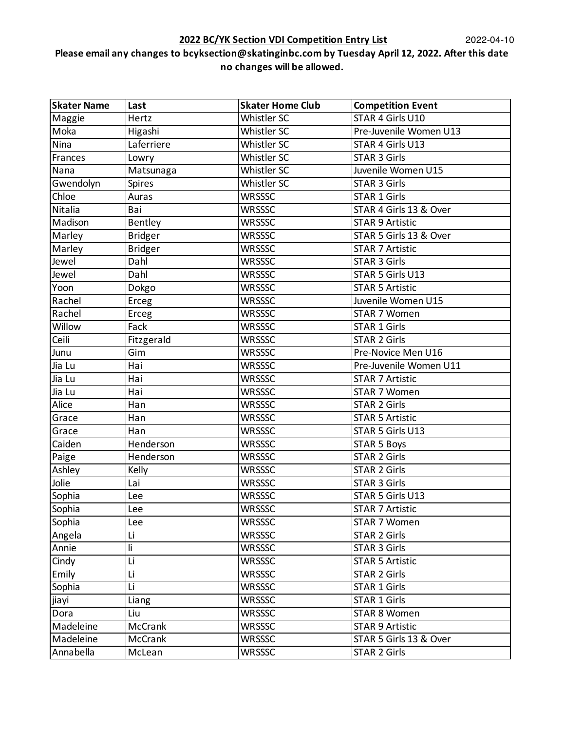**2022 BC/YK Section VDI Competition Entry List** 2022-04-10

**Please email any changes to bcyksection@skatinginbc.com by Tuesday April 12, 2022. After this date no changes will be allowed.**

| Skater Name | Last | Skater Home Club | Competition Event |
|---|---|---|---|
| Maggie | Hertz | Whistler SC | STAR 4 Girls U10 |
| Moka | Higashi | Whistler SC | Pre-Juvenile Women U13 |
| Nina | Laferriere | Whistler SC | STAR 4 Girls U13 |
| Frances | Lowry | Whistler SC | STAR 3 Girls |
| Nana | Matsunaga | Whistler SC | Juvenile Women U15 |
| Gwendolyn | Spires | Whistler SC | STAR 3 Girls |
| Chloe | Auras | WRSSSC | STAR 1 Girls |
| Nitalia | Bai | WRSSSC | STAR 4 Girls 13 & Over |
| Madison | Bentley | WRSSSC | STAR 9 Artistic |
| Marley | Bridger | WRSSSC | STAR 5 Girls 13 & Over |
| Marley | Bridger | WRSSSC | STAR 7 Artistic |
| Jewel | Dahl | WRSSSC | STAR 3 Girls |
| Jewel | Dahl | WRSSSC | STAR 5 Girls U13 |
| Yoon | Dokgo | WRSSSC | STAR 5 Artistic |
| Rachel | Erceg | WRSSSC | Juvenile Women U15 |
| Rachel | Erceg | WRSSSC | STAR 7 Women |
| Willow | Fack | WRSSSC | STAR 1 Girls |
| Ceili | Fitzgerald | WRSSSC | STAR 2 Girls |
| Junu | Gim | WRSSSC | Pre-Novice Men U16 |
| Jia Lu | Hai | WRSSSC | Pre-Juvenile Women U11 |
| Jia Lu | Hai | WRSSSC | STAR 7 Artistic |
| Jia Lu | Hai | WRSSSC | STAR 7 Women |
| Alice | Han | WRSSSC | STAR 2 Girls |
| Grace | Han | WRSSSC | STAR 5 Artistic |
| Grace | Han | WRSSSC | STAR 5 Girls U13 |
| Caiden | Henderson | WRSSSC | STAR 5 Boys |
| Paige | Henderson | WRSSSC | STAR 2 Girls |
| Ashley | Kelly | WRSSSC | STAR 2 Girls |
| Jolie | Lai | WRSSSC | STAR 3 Girls |
| Sophia | Lee | WRSSSC | STAR 5 Girls U13 |
| Sophia | Lee | WRSSSC | STAR 7 Artistic |
| Sophia | Lee | WRSSSC | STAR 7 Women |
| Angela | Li | WRSSSC | STAR 2 Girls |
| Annie | li | WRSSSC | STAR 3 Girls |
| Cindy | Li | WRSSSC | STAR 5 Artistic |
| Emily | Li | WRSSSC | STAR 2 Girls |
| Sophia | Li | WRSSSC | STAR 1 Girls |
| jiayi | Liang | WRSSSC | STAR 1 Girls |
| Dora | Liu | WRSSSC | STAR 8 Women |
| Madeleine | McCrank | WRSSSC | STAR 9 Artistic |
| Madeleine | McCrank | WRSSSC | STAR 5 Girls 13 & Over |
| Annabella | McLean | WRSSSC | STAR 2 Girls |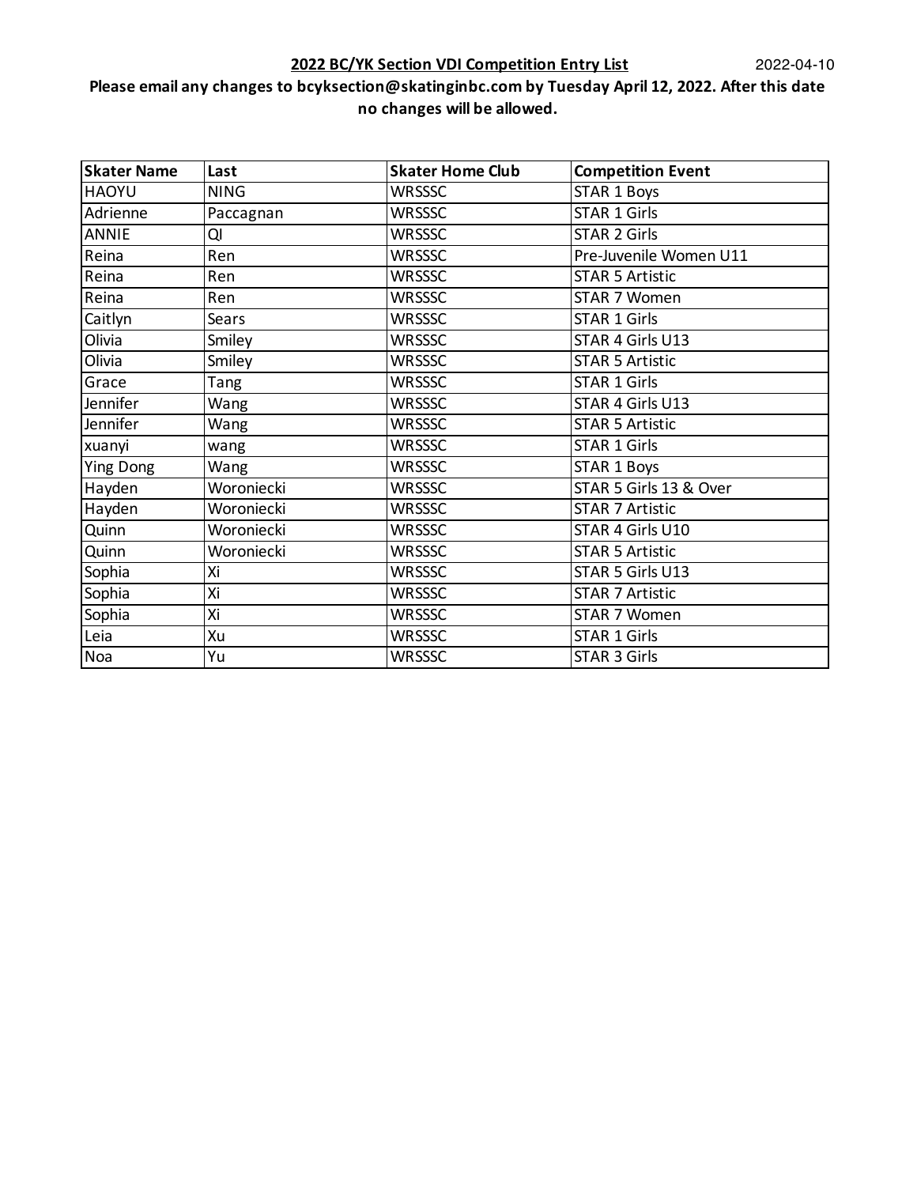**2022 BC/YK Section VDI Competition Entry List** 2022-04-10

**Please email any changes to bcyksection@skatinginbc.com by Tuesday April 12, 2022. After this date no changes will be allowed.**

| Skater Name | Last | Skater Home Club | Competition Event |
|---|---|---|---|
| HAOYU | NING | WRSSSC | STAR 1 Boys |
| Adrienne | Paccagnan | WRSSSC | STAR 1 Girls |
| ANNIE | QI | WRSSSC | STAR 2 Girls |
| Reina | Ren | WRSSSC | Pre-Juvenile Women U11 |
| Reina | Ren | WRSSSC | STAR 5 Artistic |
| Reina | Ren | WRSSSC | STAR 7 Women |
| Caitlyn | Sears | WRSSSC | STAR 1 Girls |
| Olivia | Smiley | WRSSSC | STAR 4 Girls U13 |
| Olivia | Smiley | WRSSSC | STAR 5 Artistic |
| Grace | Tang | WRSSSC | STAR 1 Girls |
| Jennifer | Wang | WRSSSC | STAR 4 Girls U13 |
| Jennifer | Wang | WRSSSC | STAR 5 Artistic |
| xuanyi | wang | WRSSSC | STAR 1 Girls |
| Ying Dong | Wang | WRSSSC | STAR 1 Boys |
| Hayden | Woroniecki | WRSSSC | STAR 5 Girls 13 & Over |
| Hayden | Woroniecki | WRSSSC | STAR 7 Artistic |
| Quinn | Woroniecki | WRSSSC | STAR 4 Girls U10 |
| Quinn | Woroniecki | WRSSSC | STAR 5 Artistic |
| Sophia | Xi | WRSSSC | STAR 5 Girls U13 |
| Sophia | Xi | WRSSSC | STAR 7 Artistic |
| Sophia | Xi | WRSSSC | STAR 7 Women |
| Leia | Xu | WRSSSC | STAR 1 Girls |
| Noa | Yu | WRSSSC | STAR 3 Girls |